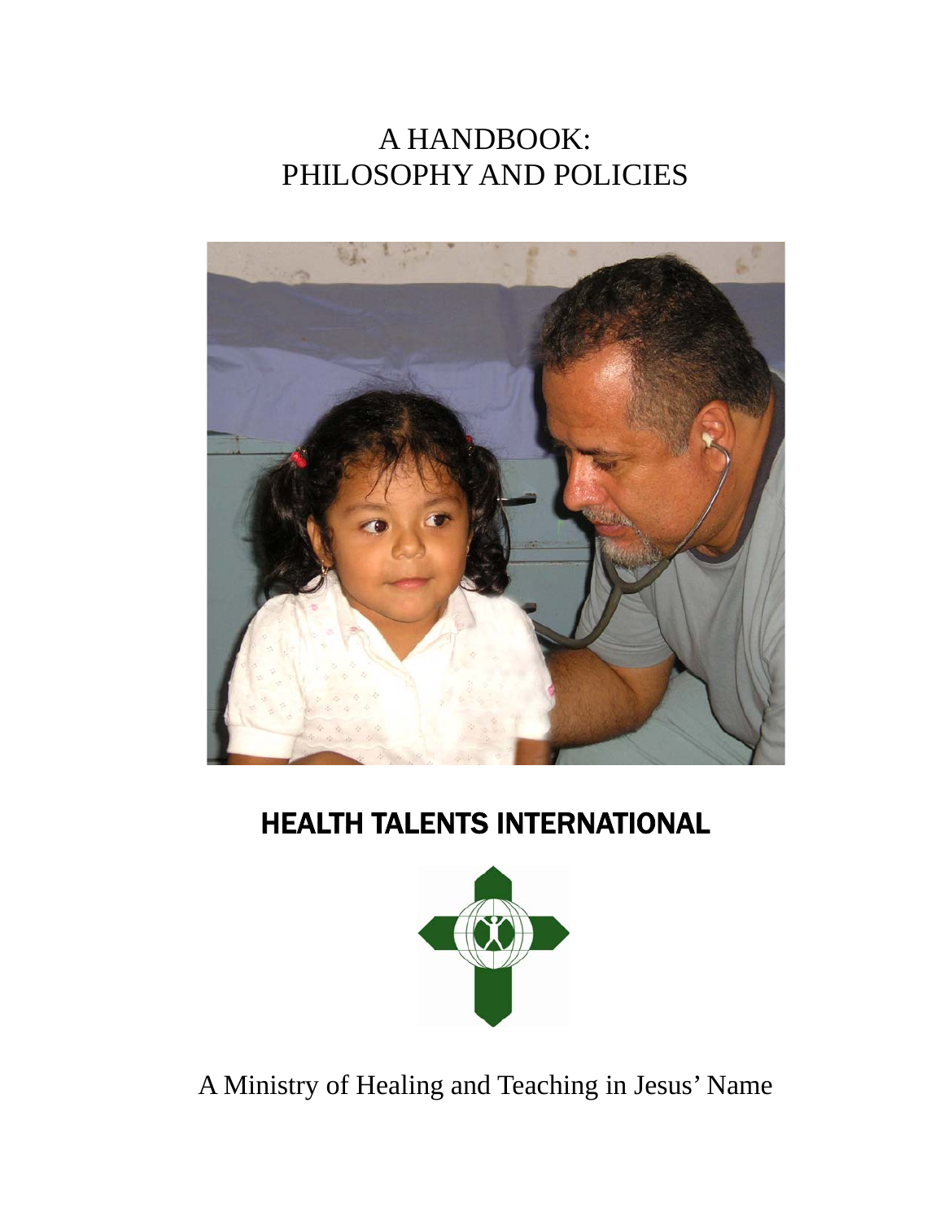# A HANDBOOK:
# PHILOSOPHY AND POLICIES

## HEALTH TALENTS INTERNATIONAL

A Ministry of Healing and Teaching in Jesus' Name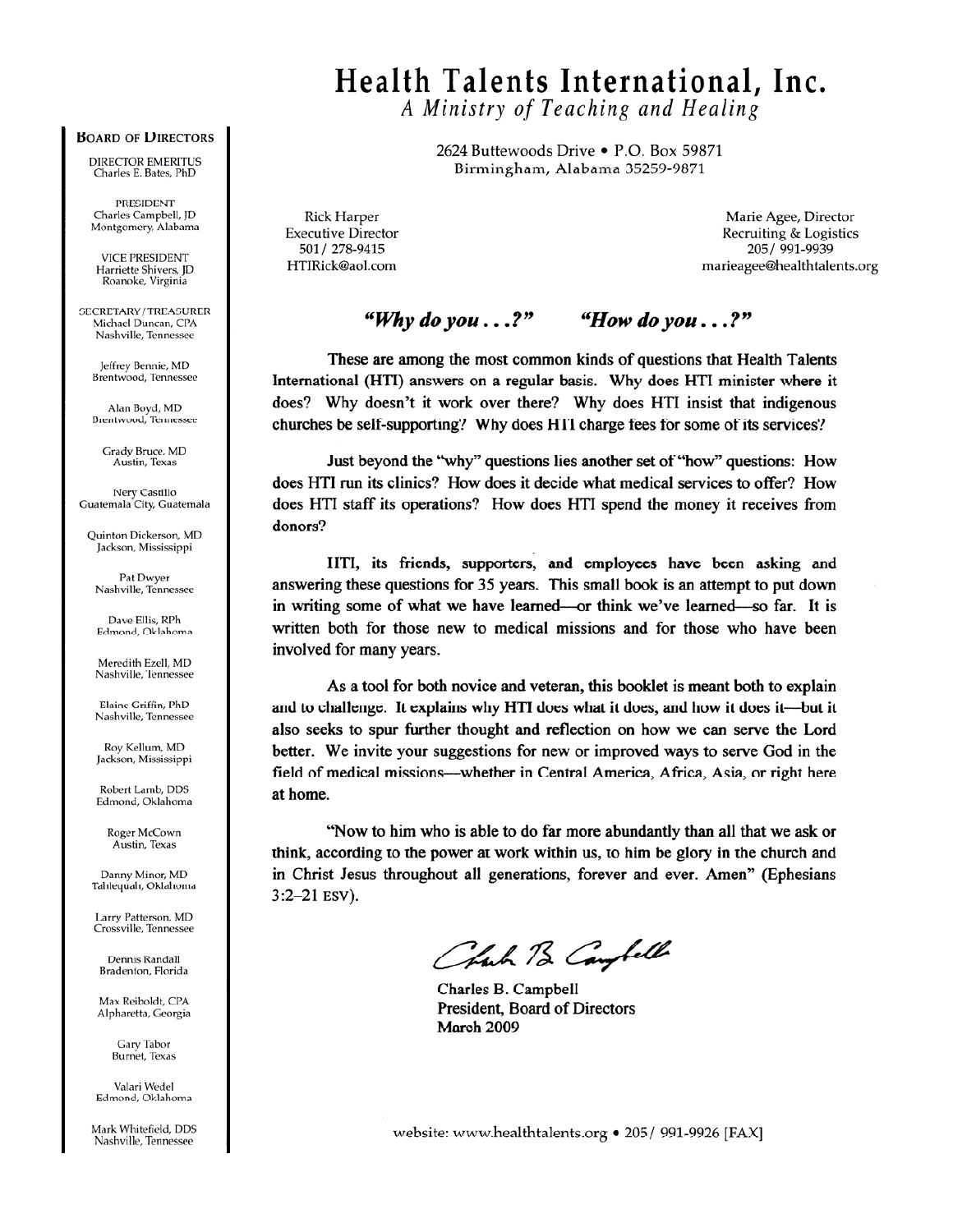# Health Talents International, Inc.

*A Ministry of Teaching and Healing*

2624 Buttewoods Drive • P.O. Box 59871
Birmingham, Alabama 35259-9871

Rick Harper
Executive Director
501/ 278-9415
HTIRick@aol.com

Marie Agee, Director
Recruiting & Logistics
205/ 991-9939
marieagee@healthtalents.org

**BOARD OF DIRECTORS**

DIRECTOR EMERITUS
Charles E. Bates, PhD

PRESIDENT
Charles Campbell, JD
Montgomery, Alabama

VICE PRESIDENT
Harriette Shivers, JD
Roanoke, Virginia

SECRETARY/TREASURER
Michael Duncan, CPA
Nashville, Tennessee

Jeffrey Bennie, MD
Brentwood, Tennessee

Alan Boyd, MD
Brentwood, Tennessee

Grady Bruce, MD
Austin, Texas

Nery Castillo
Guatemala City, Guatemala

Quinton Dickerson, MD
Jackson, Mississippi

Pat Dwyer
Nashville, Tennessee

Dave Ellis, RPh
Edmond, Oklahoma

Meredith Ezell, MD
Nashville, Tennessee

Elaine Griffin, PhD
Nashville, Tennessee

Roy Kellum, MD
Jackson, Mississippi

Robert Lamb, DDS
Edmond, Oklahoma

Roger McCown
Austin, Texas

Danny Minor, MD
Tahlequah, Oklahoma

Larry Patterson, MD
Crossville, Tennessee

Dennis Randall
Bradenton, Florida

Max Reiboldt, CPA
Alpharetta, Georgia

Gary Tabor
Burnet, Texas

Valari Wedel
Edmond, Oklahoma

Mark Whitefield, DDS
Nashville, Tennessee

***"Why do you . . . ?"*** ***"How do you . . . ?"***

These are among the most common kinds of questions that Health Talents International (HTI) answers on a regular basis. Why does HTI minister where it does? Why doesn't it work over there? Why does HTI insist that indigenous churches be self-supporting? Why does HTI charge fees for some of its services?

Just beyond the "why" questions lies another set of "how" questions: How does HTI run its clinics? How does it decide what medical services to offer? How does HTI staff its operations? How does HTI spend the money it receives from donors?

HTI, its friends, supporters, and employees have been asking and answering these questions for 35 years. This small book is an attempt to put down in writing some of what we have learned—or think we've learned—so far. It is written both for those new to medical missions and for those who have been involved for many years.

As a tool for both novice and veteran, this booklet is meant both to explain and to challenge. It explains why HTI does what it does, and how it does it—but it also seeks to spur further thought and reflection on how we can serve the Lord better. We invite your suggestions for new or improved ways to serve God in the field of medical missions—whether in Central America, Africa, Asia, or right here at home.

"Now to him who is able to do far more abundantly than all that we ask or think, according to the power at work within us, to him be glory in the church and in Christ Jesus throughout all generations, forever and ever. Amen" (Ephesians 3:2–21 ESV).

Charles B. Campbell
President, Board of Directors
March 2009

website: www.healthtalents.org • 205/ 991-9926 [FAX]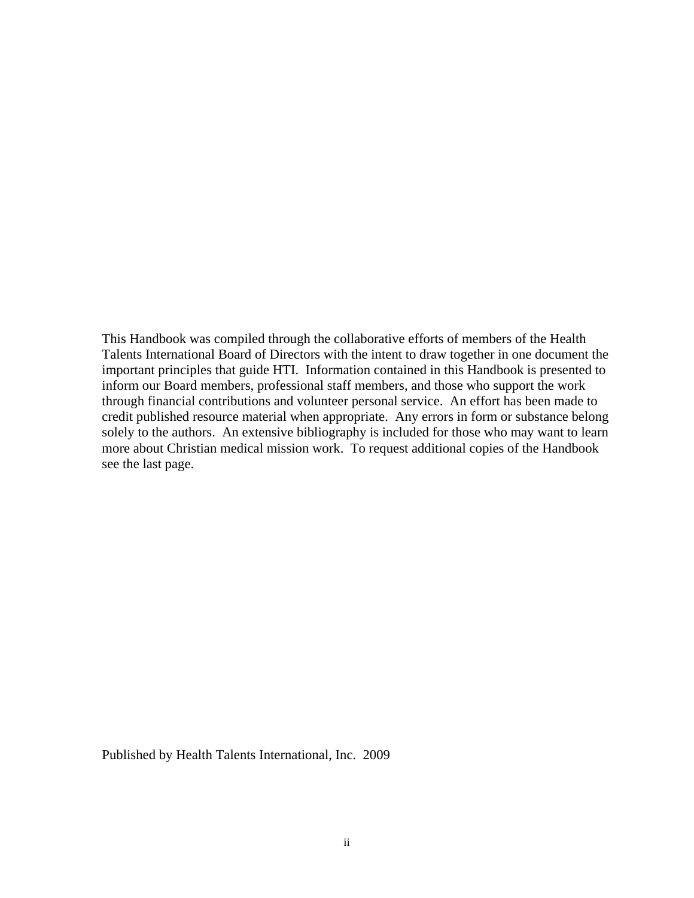This Handbook was compiled through the collaborative efforts of members of the Health Talents International Board of Directors with the intent to draw together in one document the important principles that guide HTI. Information contained in this Handbook is presented to inform our Board members, professional staff members, and those who support the work through financial contributions and volunteer personal service. An effort has been made to credit published resource material when appropriate. Any errors in form or substance belong solely to the authors. An extensive bibliography is included for those who may want to learn more about Christian medical mission work. To request additional copies of the Handbook see the last page.

Published by Health Talents International, Inc. 2009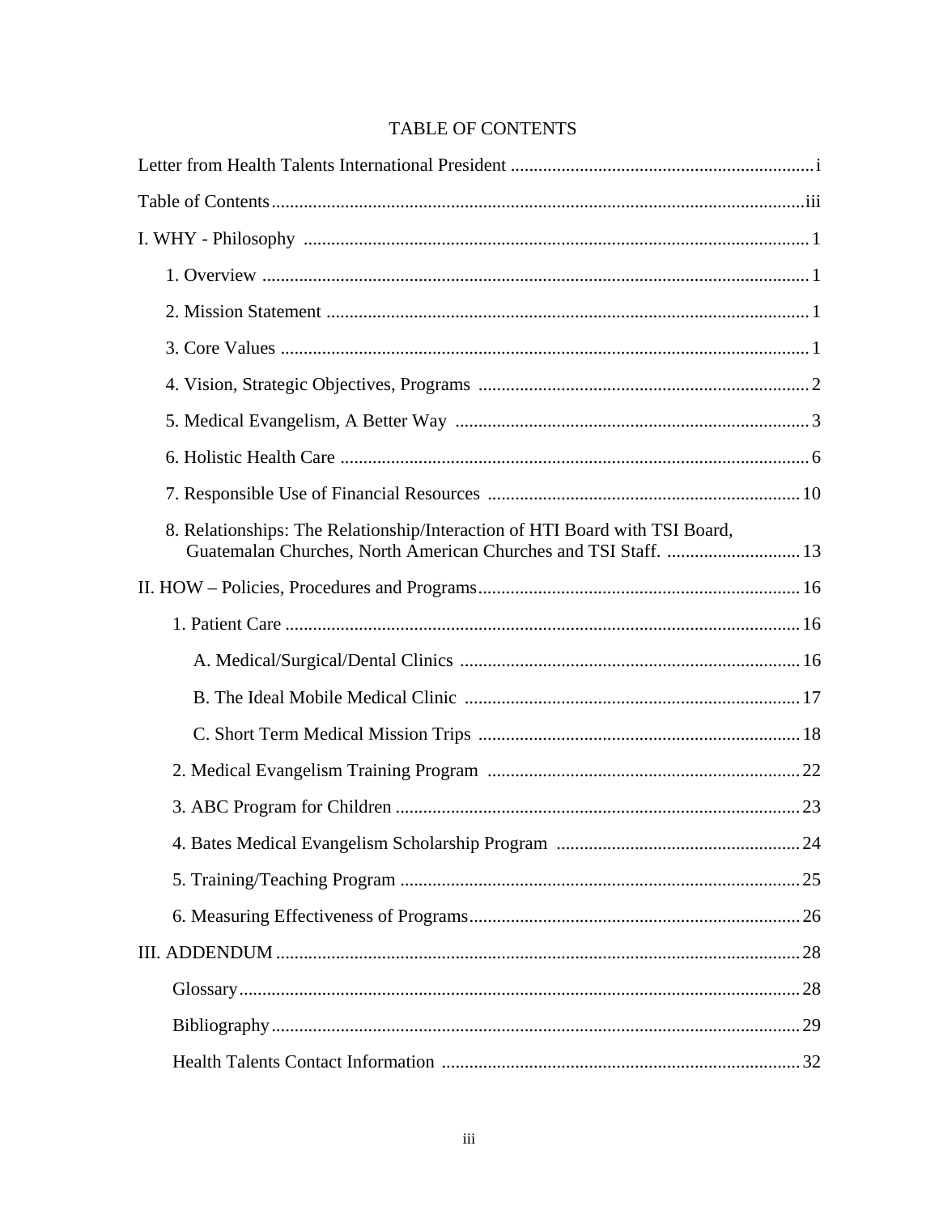# TABLE OF CONTENTS

Letter from Health Talents International President ........ i

Table of Contents ........ iii

I. WHY - Philosophy ........ 1

- 1. Overview ........ 1
- 2. Mission Statement ........ 1
- 3. Core Values ........ 1
- 4. Vision, Strategic Objectives, Programs ........ 2
- 5. Medical Evangelism, A Better Way ........ 3
- 6. Holistic Health Care ........ 6
- 7. Responsible Use of Financial Resources ........ 10
- 8. Relationships: The Relationship/Interaction of HTI Board with TSI Board, Guatemalan Churches, North American Churches and TSI Staff. ........ 13

II. HOW – Policies, Procedures and Programs ........ 16

- 1. Patient Care ........ 16
  - A. Medical/Surgical/Dental Clinics ........ 16
  - B. The Ideal Mobile Medical Clinic ........ 17
  - C. Short Term Medical Mission Trips ........ 18
- 2. Medical Evangelism Training Program ........ 22
- 3. ABC Program for Children ........ 23
- 4. Bates Medical Evangelism Scholarship Program ........ 24
- 5. Training/Teaching Program ........ 25
- 6. Measuring Effectiveness of Programs ........ 26

III. ADDENDUM ........ 28

- Glossary ........ 28
- Bibliography ........ 29
- Health Talents Contact Information ........ 32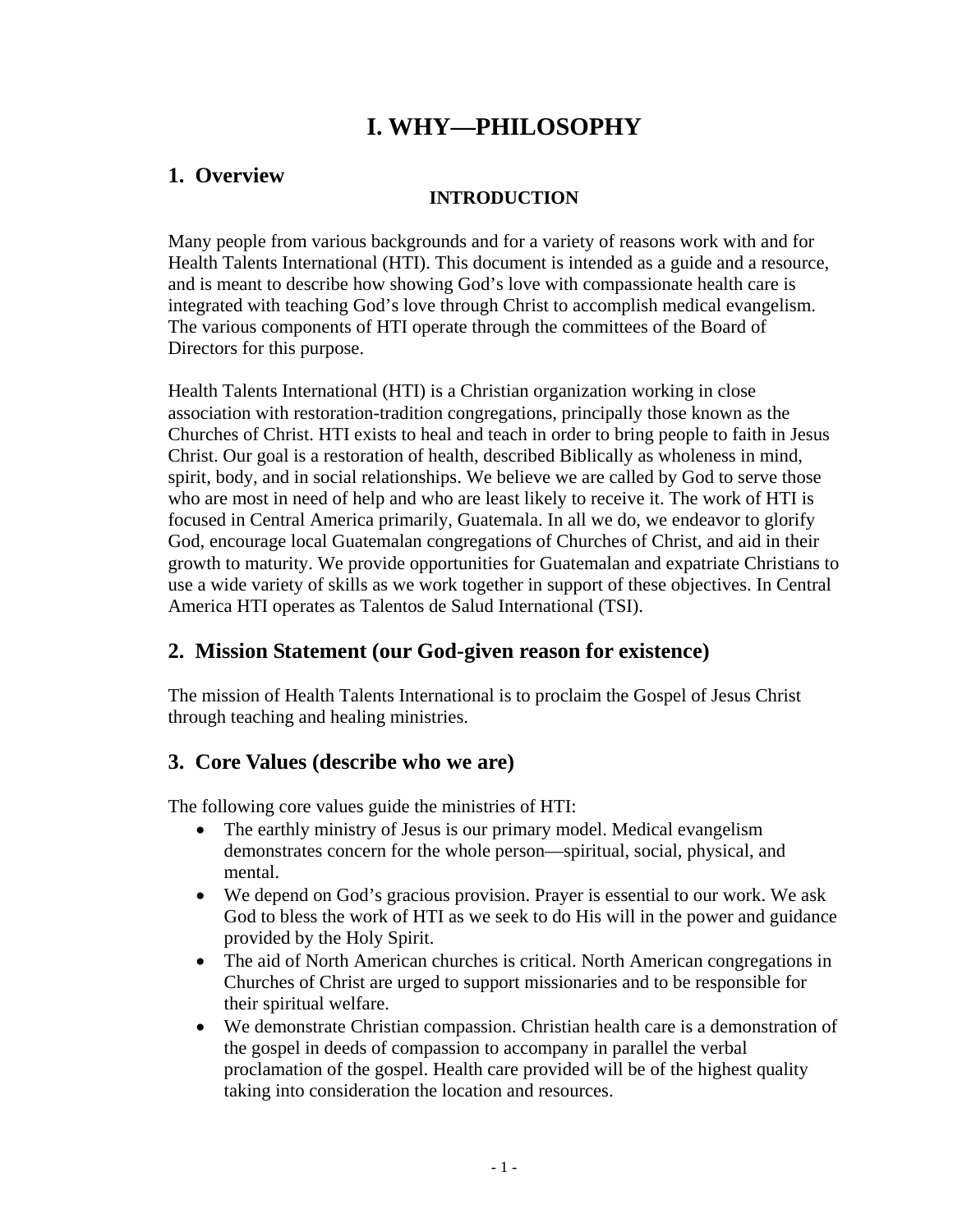# I. WHY—PHILOSOPHY

## 1. Overview

### INTRODUCTION

Many people from various backgrounds and for a variety of reasons work with and for Health Talents International (HTI). This document is intended as a guide and a resource, and is meant to describe how showing God's love with compassionate health care is integrated with teaching God's love through Christ to accomplish medical evangelism. The various components of HTI operate through the committees of the Board of Directors for this purpose.

Health Talents International (HTI) is a Christian organization working in close association with restoration-tradition congregations, principally those known as the Churches of Christ. HTI exists to heal and teach in order to bring people to faith in Jesus Christ. Our goal is a restoration of health, described Biblically as wholeness in mind, spirit, body, and in social relationships. We believe we are called by God to serve those who are most in need of help and who are least likely to receive it. The work of HTI is focused in Central America primarily, Guatemala. In all we do, we endeavor to glorify God, encourage local Guatemalan congregations of Churches of Christ, and aid in their growth to maturity. We provide opportunities for Guatemalan and expatriate Christians to use a wide variety of skills as we work together in support of these objectives. In Central America HTI operates as Talentos de Salud International (TSI).

## 2. Mission Statement (our God-given reason for existence)

The mission of Health Talents International is to proclaim the Gospel of Jesus Christ through teaching and healing ministries.

## 3. Core Values (describe who we are)

The following core values guide the ministries of HTI:

- The earthly ministry of Jesus is our primary model. Medical evangelism demonstrates concern for the whole person—spiritual, social, physical, and mental.
- We depend on God's gracious provision. Prayer is essential to our work. We ask God to bless the work of HTI as we seek to do His will in the power and guidance provided by the Holy Spirit.
- The aid of North American churches is critical. North American congregations in Churches of Christ are urged to support missionaries and to be responsible for their spiritual welfare.
- We demonstrate Christian compassion. Christian health care is a demonstration of the gospel in deeds of compassion to accompany in parallel the verbal proclamation of the gospel. Health care provided will be of the highest quality taking into consideration the location and resources.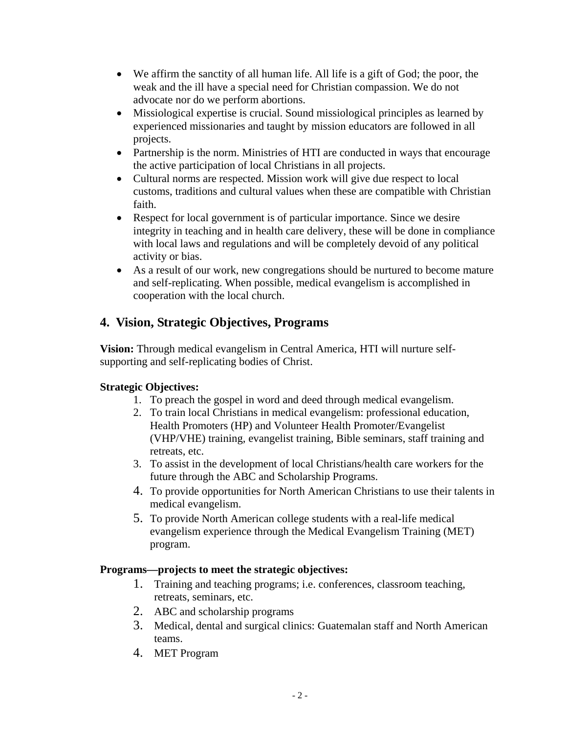- We affirm the sanctity of all human life. All life is a gift of God; the poor, the weak and the ill have a special need for Christian compassion. We do not advocate nor do we perform abortions.
- Missiological expertise is crucial. Sound missiological principles as learned by experienced missionaries and taught by mission educators are followed in all projects.
- Partnership is the norm. Ministries of HTI are conducted in ways that encourage the active participation of local Christians in all projects.
- Cultural norms are respected. Mission work will give due respect to local customs, traditions and cultural values when these are compatible with Christian faith.
- Respect for local government is of particular importance. Since we desire integrity in teaching and in health care delivery, these will be done in compliance with local laws and regulations and will be completely devoid of any political activity or bias.
- As a result of our work, new congregations should be nurtured to become mature and self-replicating. When possible, medical evangelism is accomplished in cooperation with the local church.

## 4. Vision, Strategic Objectives, Programs

**Vision:** Through medical evangelism in Central America, HTI will nurture self-supporting and self-replicating bodies of Christ.

**Strategic Objectives:**

1. To preach the gospel in word and deed through medical evangelism.
2. To train local Christians in medical evangelism: professional education, Health Promoters (HP) and Volunteer Health Promoter/Evangelist (VHP/VHE) training, evangelist training, Bible seminars, staff training and retreats, etc.
3. To assist in the development of local Christians/health care workers for the future through the ABC and Scholarship Programs.
4. To provide opportunities for North American Christians to use their talents in medical evangelism.
5. To provide North American college students with a real-life medical evangelism experience through the Medical Evangelism Training (MET) program.

**Programs—projects to meet the strategic objectives:**

1. Training and teaching programs; i.e. conferences, classroom teaching, retreats, seminars, etc.
2. ABC and scholarship programs
3. Medical, dental and surgical clinics: Guatemalan staff and North American teams.
4. MET Program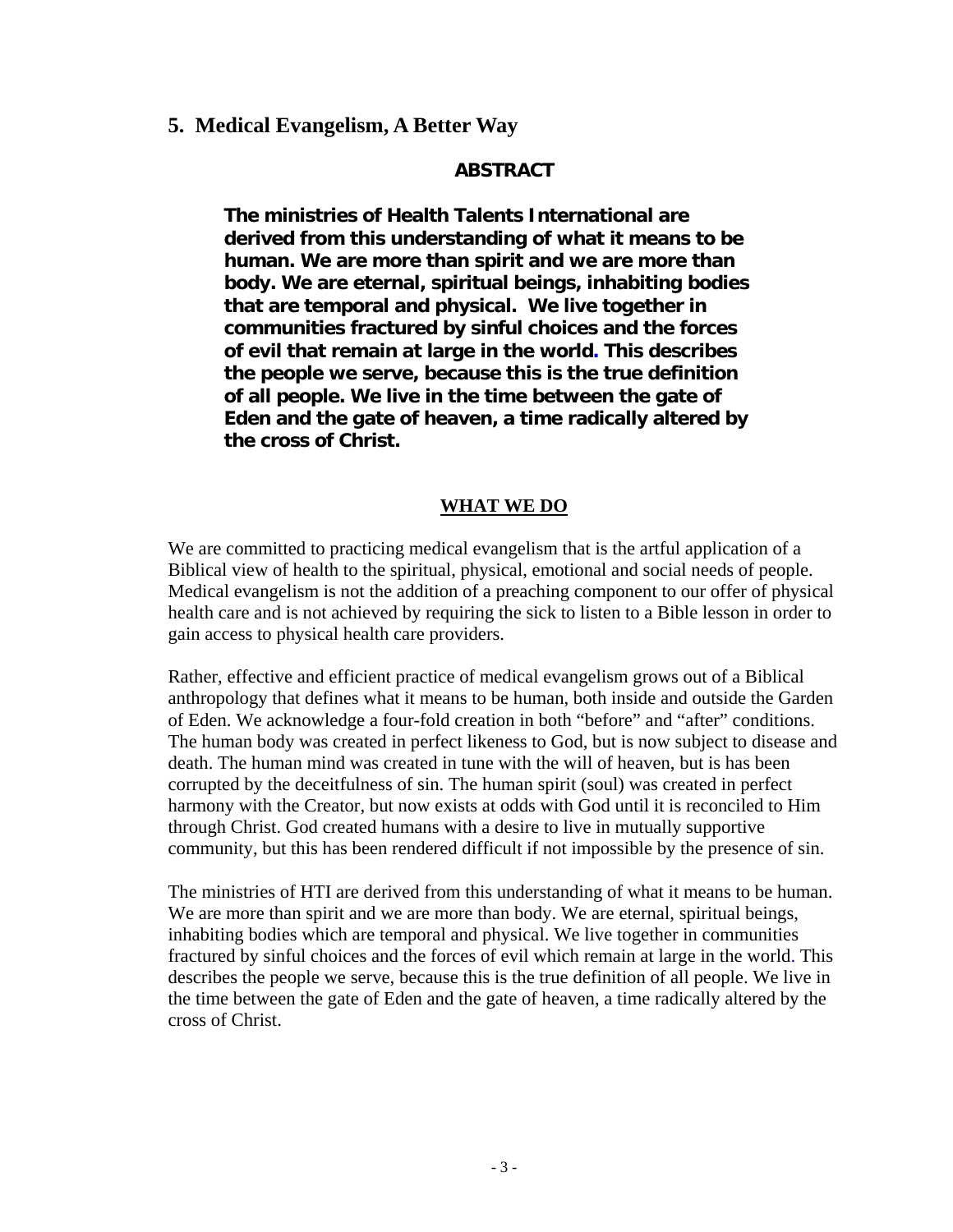## 5. Medical Evangelism, A Better Way

**ABSTRACT**

**The ministries of Health Talents International are derived from this understanding of what it means to be human. We are more than spirit and we are more than body. We are eternal, spiritual beings, inhabiting bodies that are temporal and physical. We live together in communities fractured by sinful choices and the forces of evil that remain at large in the world. This describes the people we serve, because this is the true definition of all people. We live in the time between the gate of Eden and the gate of heaven, a time radically altered by the cross of Christ.**

**WHAT WE DO**

We are committed to practicing medical evangelism that is the artful application of a Biblical view of health to the spiritual, physical, emotional and social needs of people. Medical evangelism is not the addition of a preaching component to our offer of physical health care and is not achieved by requiring the sick to listen to a Bible lesson in order to gain access to physical health care providers.

Rather, effective and efficient practice of medical evangelism grows out of a Biblical anthropology that defines what it means to be human, both inside and outside the Garden of Eden. We acknowledge a four-fold creation in both "before" and "after" conditions. The human body was created in perfect likeness to God, but is now subject to disease and death. The human mind was created in tune with the will of heaven, but is has been corrupted by the deceitfulness of sin. The human spirit (soul) was created in perfect harmony with the Creator, but now exists at odds with God until it is reconciled to Him through Christ. God created humans with a desire to live in mutually supportive community, but this has been rendered difficult if not impossible by the presence of sin.

The ministries of HTI are derived from this understanding of what it means to be human. We are more than spirit and we are more than body. We are eternal, spiritual beings, inhabiting bodies which are temporal and physical. We live together in communities fractured by sinful choices and the forces of evil which remain at large in the world. This describes the people we serve, because this is the true definition of all people. We live in the time between the gate of Eden and the gate of heaven, a time radically altered by the cross of Christ.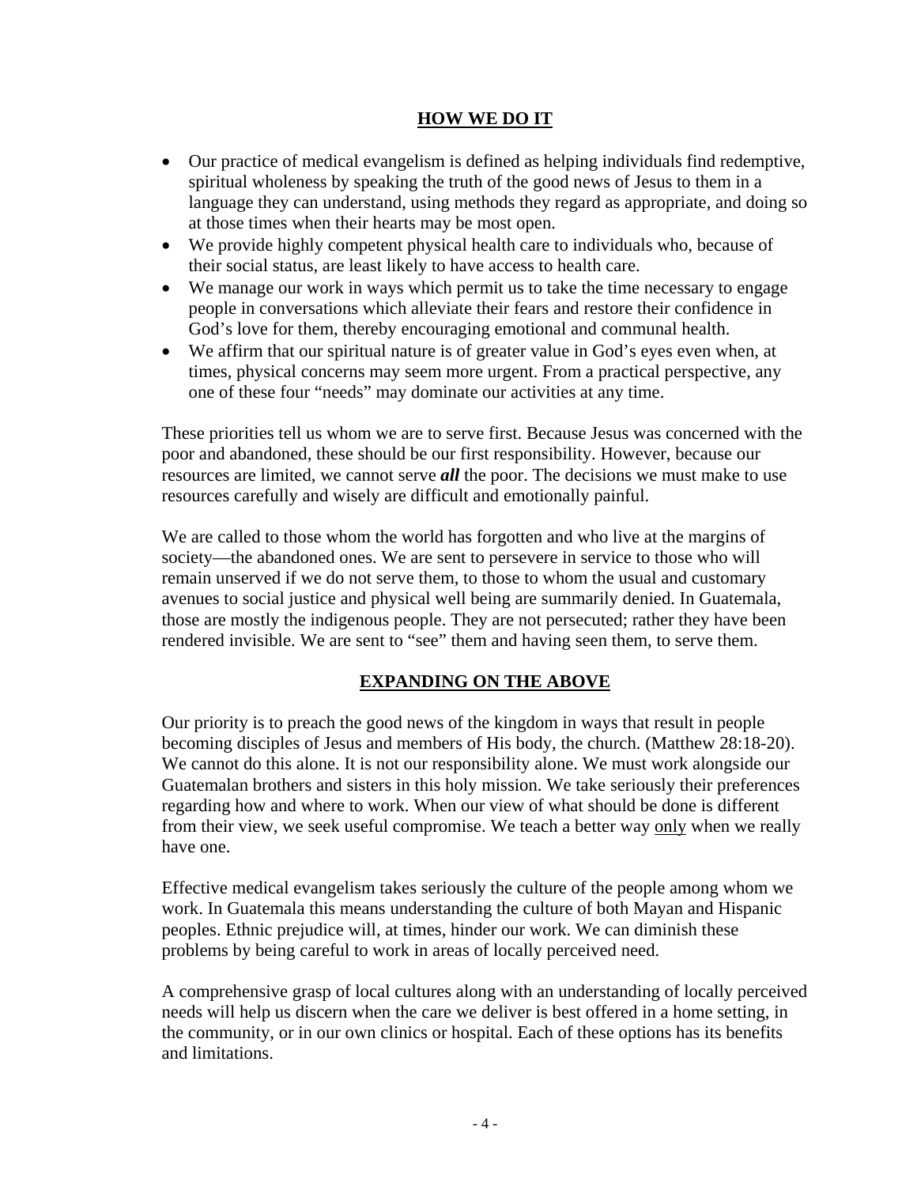## HOW WE DO IT

- Our practice of medical evangelism is defined as helping individuals find redemptive, spiritual wholeness by speaking the truth of the good news of Jesus to them in a language they can understand, using methods they regard as appropriate, and doing so at those times when their hearts may be most open.
- We provide highly competent physical health care to individuals who, because of their social status, are least likely to have access to health care.
- We manage our work in ways which permit us to take the time necessary to engage people in conversations which alleviate their fears and restore their confidence in God's love for them, thereby encouraging emotional and communal health.
- We affirm that our spiritual nature is of greater value in God's eyes even when, at times, physical concerns may seem more urgent. From a practical perspective, any one of these four "needs" may dominate our activities at any time.

These priorities tell us whom we are to serve first. Because Jesus was concerned with the poor and abandoned, these should be our first responsibility. However, because our resources are limited, we cannot serve ***all*** the poor. The decisions we must make to use resources carefully and wisely are difficult and emotionally painful.

We are called to those whom the world has forgotten and who live at the margins of society—the abandoned ones. We are sent to persevere in service to those who will remain unserved if we do not serve them, to those to whom the usual and customary avenues to social justice and physical well being are summarily denied. In Guatemala, those are mostly the indigenous people. They are not persecuted; rather they have been rendered invisible. We are sent to "see" them and having seen them, to serve them.

## EXPANDING ON THE ABOVE

Our priority is to preach the good news of the kingdom in ways that result in people becoming disciples of Jesus and members of His body, the church. (Matthew 28:18-20). We cannot do this alone. It is not our responsibility alone. We must work alongside our Guatemalan brothers and sisters in this holy mission. We take seriously their preferences regarding how and where to work. When our view of what should be done is different from their view, we seek useful compromise. We teach a better way only when we really have one.

Effective medical evangelism takes seriously the culture of the people among whom we work. In Guatemala this means understanding the culture of both Mayan and Hispanic peoples. Ethnic prejudice will, at times, hinder our work. We can diminish these problems by being careful to work in areas of locally perceived need.

A comprehensive grasp of local cultures along with an understanding of locally perceived needs will help us discern when the care we deliver is best offered in a home setting, in the community, or in our own clinics or hospital. Each of these options has its benefits and limitations.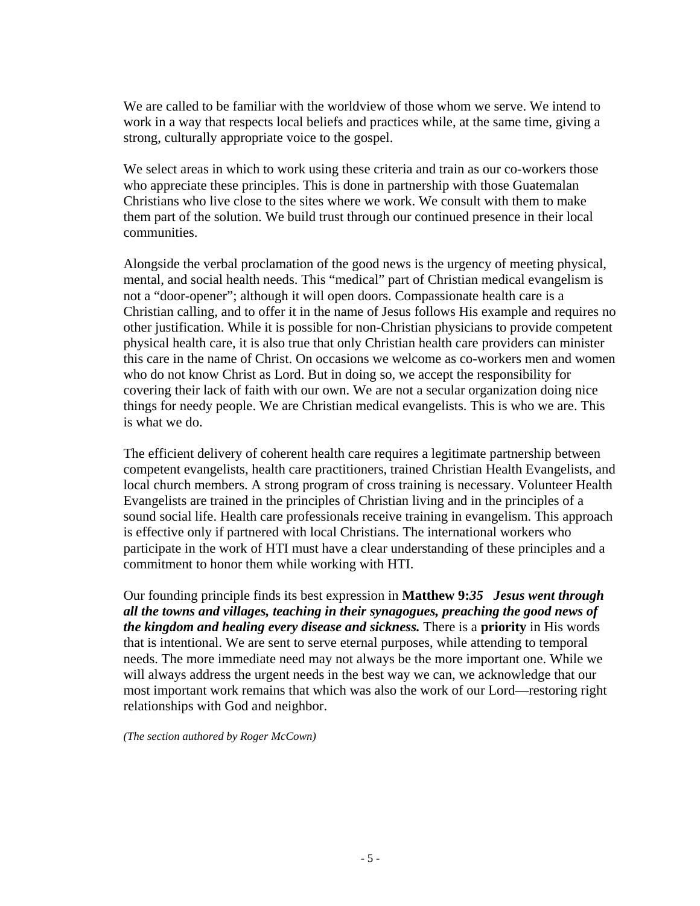We are called to be familiar with the worldview of those whom we serve. We intend to work in a way that respects local beliefs and practices while, at the same time, giving a strong, culturally appropriate voice to the gospel.

We select areas in which to work using these criteria and train as our co-workers those who appreciate these principles. This is done in partnership with those Guatemalan Christians who live close to the sites where we work. We consult with them to make them part of the solution. We build trust through our continued presence in their local communities.

Alongside the verbal proclamation of the good news is the urgency of meeting physical, mental, and social health needs. This "medical" part of Christian medical evangelism is not a "door-opener"; although it will open doors. Compassionate health care is a Christian calling, and to offer it in the name of Jesus follows His example and requires no other justification. While it is possible for non-Christian physicians to provide competent physical health care, it is also true that only Christian health care providers can minister this care in the name of Christ. On occasions we welcome as co-workers men and women who do not know Christ as Lord. But in doing so, we accept the responsibility for covering their lack of faith with our own. We are not a secular organization doing nice things for needy people. We are Christian medical evangelists. This is who we are. This is what we do.

The efficient delivery of coherent health care requires a legitimate partnership between competent evangelists, health care practitioners, trained Christian Health Evangelists, and local church members. A strong program of cross training is necessary. Volunteer Health Evangelists are trained in the principles of Christian living and in the principles of a sound social life. Health care professionals receive training in evangelism. This approach is effective only if partnered with local Christians. The international workers who participate in the work of HTI must have a clear understanding of these principles and a commitment to honor them while working with HTI.

Our founding principle finds its best expression in **Matthew 9:*35*** ***Jesus went through all the towns and villages, teaching in their synagogues, preaching the good news of the kingdom and healing every disease and sickness.*** There is a **priority** in His words that is intentional. We are sent to serve eternal purposes, while attending to temporal needs. The more immediate need may not always be the more important one. While we will always address the urgent needs in the best way we can, we acknowledge that our most important work remains that which was also the work of our Lord—restoring right relationships with God and neighbor.

*(The section authored by Roger McCown)*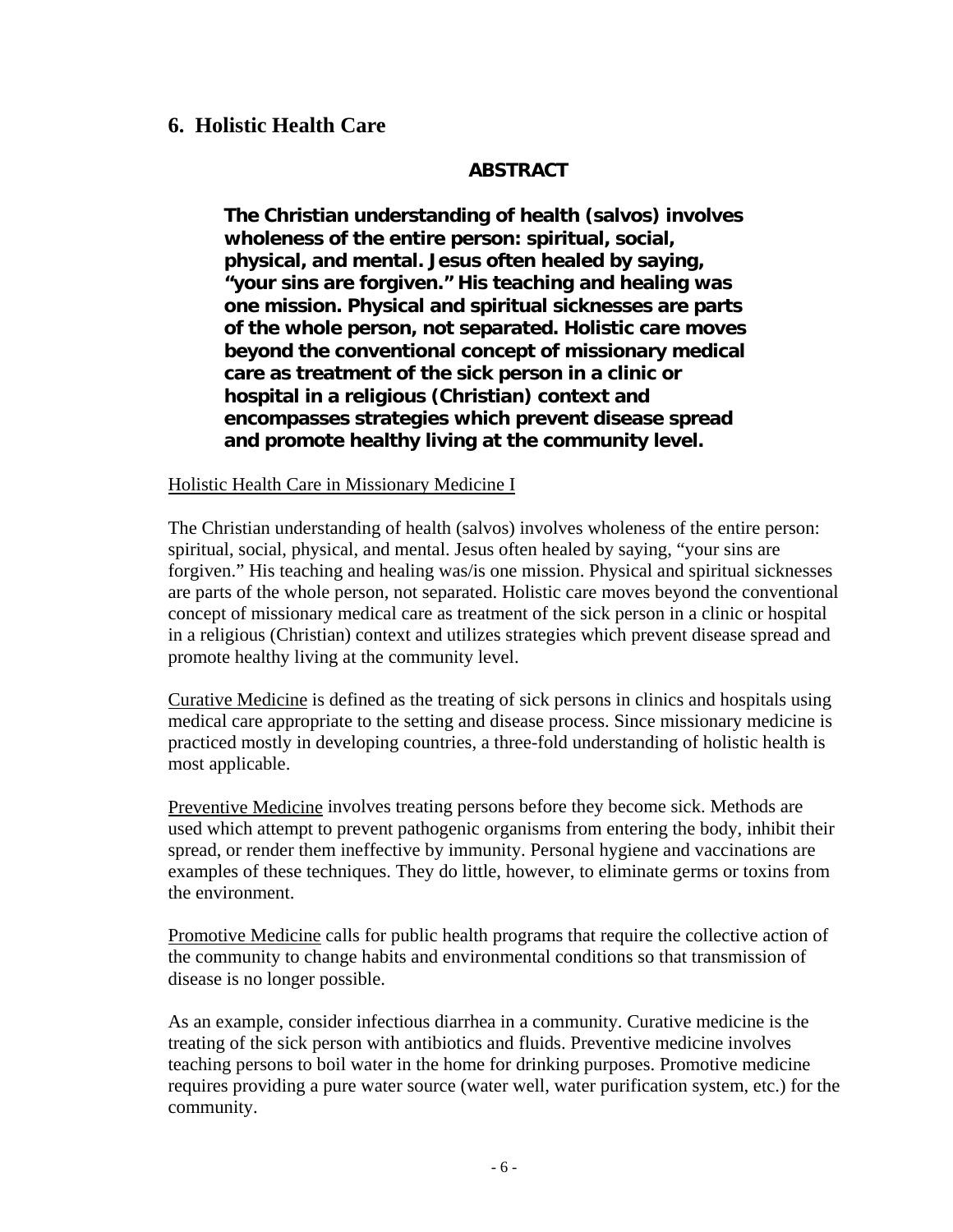## 6. Holistic Health Care

**ABSTRACT**

**The Christian understanding of health (salvos) involves wholeness of the entire person: spiritual, social, physical, and mental. Jesus often healed by saying, "your sins are forgiven." His teaching and healing was one mission. Physical and spiritual sicknesses are parts of the whole person, not separated. Holistic care moves beyond the conventional concept of missionary medical care as treatment of the sick person in a clinic or hospital in a religious (Christian) context and encompasses strategies which prevent disease spread and promote healthy living at the community level.**

<u>Holistic Health Care in Missionary Medicine I</u>

The Christian understanding of health (salvos) involves wholeness of the entire person: spiritual, social, physical, and mental. Jesus often healed by saying, "your sins are forgiven." His teaching and healing was/is one mission. Physical and spiritual sicknesses are parts of the whole person, not separated. Holistic care moves beyond the conventional concept of missionary medical care as treatment of the sick person in a clinic or hospital in a religious (Christian) context and utilizes strategies which prevent disease spread and promote healthy living at the community level.

<u>Curative Medicine</u> is defined as the treating of sick persons in clinics and hospitals using medical care appropriate to the setting and disease process. Since missionary medicine is practiced mostly in developing countries, a three-fold understanding of holistic health is most applicable.

<u>Preventive Medicine</u> involves treating persons before they become sick. Methods are used which attempt to prevent pathogenic organisms from entering the body, inhibit their spread, or render them ineffective by immunity. Personal hygiene and vaccinations are examples of these techniques. They do little, however, to eliminate germs or toxins from the environment.

<u>Promotive Medicine</u> calls for public health programs that require the collective action of the community to change habits and environmental conditions so that transmission of disease is no longer possible.

As an example, consider infectious diarrhea in a community. Curative medicine is the treating of the sick person with antibiotics and fluids. Preventive medicine involves teaching persons to boil water in the home for drinking purposes. Promotive medicine requires providing a pure water source (water well, water purification system, etc.) for the community.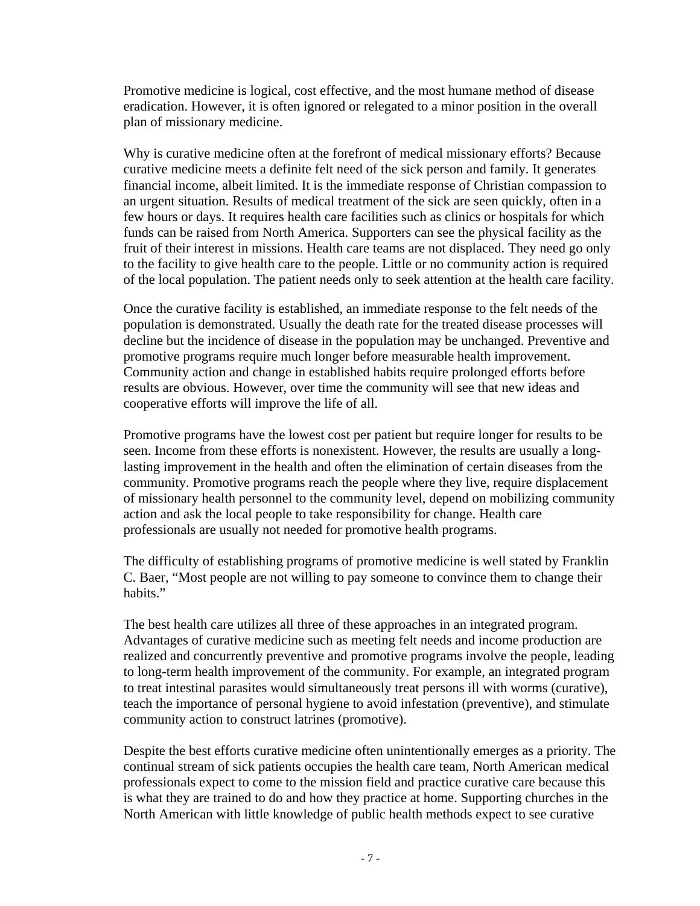Promotive medicine is logical, cost effective, and the most humane method of disease eradication. However, it is often ignored or relegated to a minor position in the overall plan of missionary medicine.

Why is curative medicine often at the forefront of medical missionary efforts? Because curative medicine meets a definite felt need of the sick person and family. It generates financial income, albeit limited. It is the immediate response of Christian compassion to an urgent situation. Results of medical treatment of the sick are seen quickly, often in a few hours or days. It requires health care facilities such as clinics or hospitals for which funds can be raised from North America. Supporters can see the physical facility as the fruit of their interest in missions. Health care teams are not displaced. They need go only to the facility to give health care to the people. Little or no community action is required of the local population. The patient needs only to seek attention at the health care facility.

Once the curative facility is established, an immediate response to the felt needs of the population is demonstrated. Usually the death rate for the treated disease processes will decline but the incidence of disease in the population may be unchanged. Preventive and promotive programs require much longer before measurable health improvement. Community action and change in established habits require prolonged efforts before results are obvious. However, over time the community will see that new ideas and cooperative efforts will improve the life of all.

Promotive programs have the lowest cost per patient but require longer for results to be seen. Income from these efforts is nonexistent. However, the results are usually a long-lasting improvement in the health and often the elimination of certain diseases from the community. Promotive programs reach the people where they live, require displacement of missionary health personnel to the community level, depend on mobilizing community action and ask the local people to take responsibility for change. Health care professionals are usually not needed for promotive health programs.

The difficulty of establishing programs of promotive medicine is well stated by Franklin C. Baer, "Most people are not willing to pay someone to convince them to change their habits."

The best health care utilizes all three of these approaches in an integrated program. Advantages of curative medicine such as meeting felt needs and income production are realized and concurrently preventive and promotive programs involve the people, leading to long-term health improvement of the community. For example, an integrated program to treat intestinal parasites would simultaneously treat persons ill with worms (curative), teach the importance of personal hygiene to avoid infestation (preventive), and stimulate community action to construct latrines (promotive).

Despite the best efforts curative medicine often unintentionally emerges as a priority. The continual stream of sick patients occupies the health care team, North American medical professionals expect to come to the mission field and practice curative care because this is what they are trained to do and how they practice at home. Supporting churches in the North American with little knowledge of public health methods expect to see curative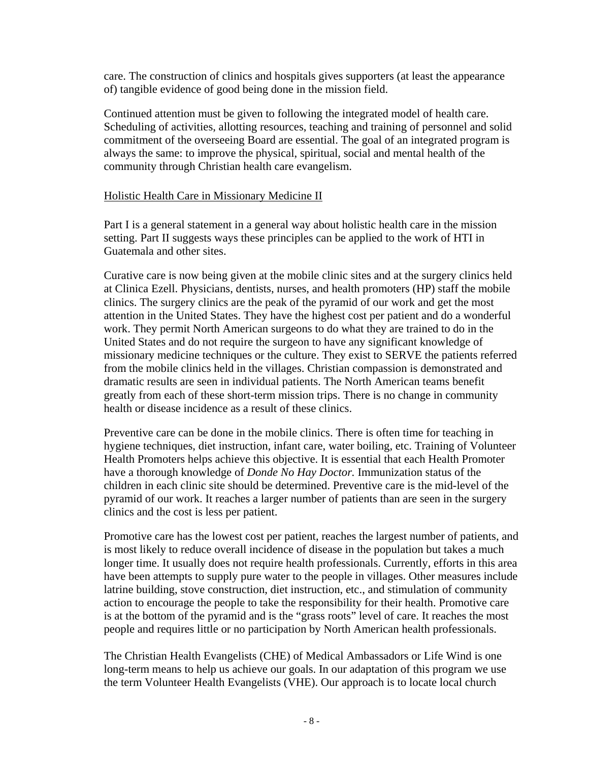care. The construction of clinics and hospitals gives supporters (at least the appearance of) tangible evidence of good being done in the mission field.

Continued attention must be given to following the integrated model of health care. Scheduling of activities, allotting resources, teaching and training of personnel and solid commitment of the overseeing Board are essential. The goal of an integrated program is always the same: to improve the physical, spiritual, social and mental health of the community through Christian health care evangelism.

## Holistic Health Care in Missionary Medicine II

Part I is a general statement in a general way about holistic health care in the mission setting. Part II suggests ways these principles can be applied to the work of HTI in Guatemala and other sites.

Curative care is now being given at the mobile clinic sites and at the surgery clinics held at Clinica Ezell. Physicians, dentists, nurses, and health promoters (HP) staff the mobile clinics. The surgery clinics are the peak of the pyramid of our work and get the most attention in the United States. They have the highest cost per patient and do a wonderful work. They permit North American surgeons to do what they are trained to do in the United States and do not require the surgeon to have any significant knowledge of missionary medicine techniques or the culture. They exist to SERVE the patients referred from the mobile clinics held in the villages. Christian compassion is demonstrated and dramatic results are seen in individual patients. The North American teams benefit greatly from each of these short-term mission trips. There is no change in community health or disease incidence as a result of these clinics.

Preventive care can be done in the mobile clinics. There is often time for teaching in hygiene techniques, diet instruction, infant care, water boiling, etc. Training of Volunteer Health Promoters helps achieve this objective. It is essential that each Health Promoter have a thorough knowledge of *Donde No Hay Doctor.* Immunization status of the children in each clinic site should be determined. Preventive care is the mid-level of the pyramid of our work. It reaches a larger number of patients than are seen in the surgery clinics and the cost is less per patient.

Promotive care has the lowest cost per patient, reaches the largest number of patients, and is most likely to reduce overall incidence of disease in the population but takes a much longer time. It usually does not require health professionals. Currently, efforts in this area have been attempts to supply pure water to the people in villages. Other measures include latrine building, stove construction, diet instruction, etc., and stimulation of community action to encourage the people to take the responsibility for their health. Promotive care is at the bottom of the pyramid and is the "grass roots" level of care. It reaches the most people and requires little or no participation by North American health professionals.

The Christian Health Evangelists (CHE) of Medical Ambassadors or Life Wind is one long-term means to help us achieve our goals. In our adaptation of this program we use the term Volunteer Health Evangelists (VHE). Our approach is to locate local church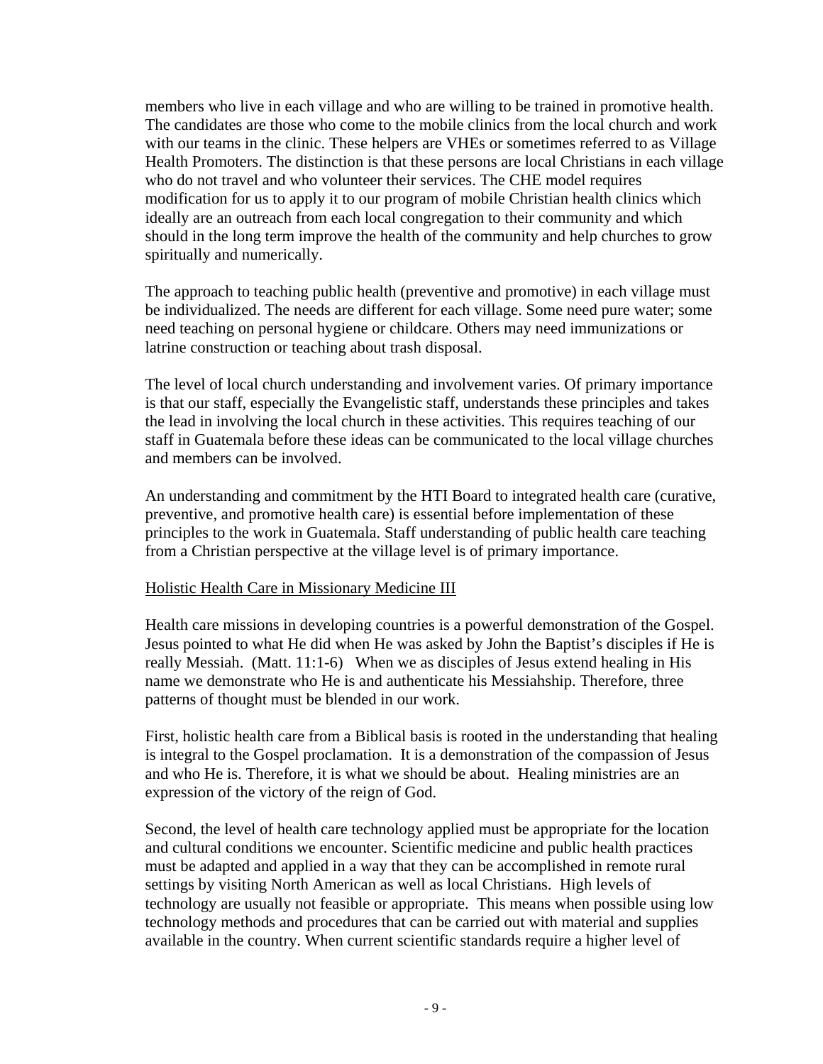members who live in each village and who are willing to be trained in promotive health. The candidates are those who come to the mobile clinics from the local church and work with our teams in the clinic. These helpers are VHEs or sometimes referred to as Village Health Promoters. The distinction is that these persons are local Christians in each village who do not travel and who volunteer their services. The CHE model requires modification for us to apply it to our program of mobile Christian health clinics which ideally are an outreach from each local congregation to their community and which should in the long term improve the health of the community and help churches to grow spiritually and numerically.

The approach to teaching public health (preventive and promotive) in each village must be individualized. The needs are different for each village. Some need pure water; some need teaching on personal hygiene or childcare. Others may need immunizations or latrine construction or teaching about trash disposal.

The level of local church understanding and involvement varies. Of primary importance is that our staff, especially the Evangelistic staff, understands these principles and takes the lead in involving the local church in these activities. This requires teaching of our staff in Guatemala before these ideas can be communicated to the local village churches and members can be involved.

An understanding and commitment by the HTI Board to integrated health care (curative, preventive, and promotive health care) is essential before implementation of these principles to the work in Guatemala. Staff understanding of public health care teaching from a Christian perspective at the village level is of primary importance.

## Holistic Health Care in Missionary Medicine III

Health care missions in developing countries is a powerful demonstration of the Gospel. Jesus pointed to what He did when He was asked by John the Baptist's disciples if He is really Messiah. (Matt. 11:1-6) When we as disciples of Jesus extend healing in His name we demonstrate who He is and authenticate his Messiahship. Therefore, three patterns of thought must be blended in our work.

First, holistic health care from a Biblical basis is rooted in the understanding that healing is integral to the Gospel proclamation. It is a demonstration of the compassion of Jesus and who He is. Therefore, it is what we should be about. Healing ministries are an expression of the victory of the reign of God.

Second, the level of health care technology applied must be appropriate for the location and cultural conditions we encounter. Scientific medicine and public health practices must be adapted and applied in a way that they can be accomplished in remote rural settings by visiting North American as well as local Christians. High levels of technology are usually not feasible or appropriate. This means when possible using low technology methods and procedures that can be carried out with material and supplies available in the country. When current scientific standards require a higher level of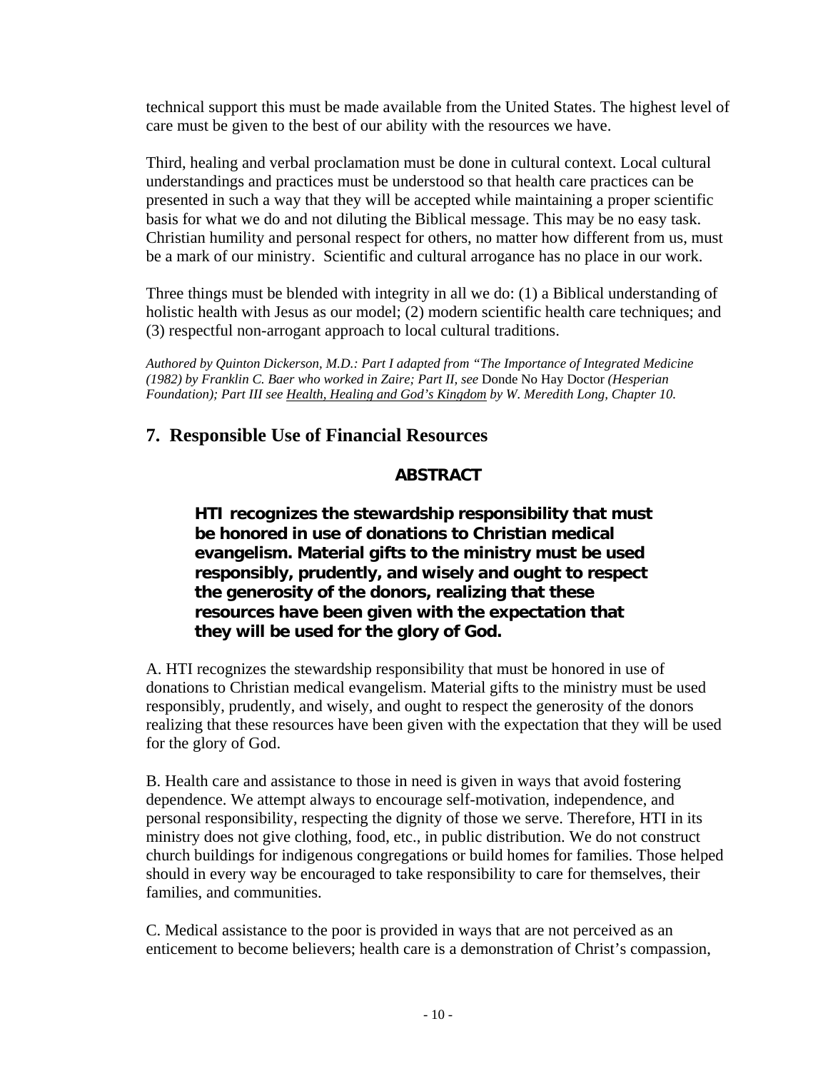technical support this must be made available from the United States. The highest level of care must be given to the best of our ability with the resources we have.

Third, healing and verbal proclamation must be done in cultural context. Local cultural understandings and practices must be understood so that health care practices can be presented in such a way that they will be accepted while maintaining a proper scientific basis for what we do and not diluting the Biblical message. This may be no easy task. Christian humility and personal respect for others, no matter how different from us, must be a mark of our ministry. Scientific and cultural arrogance has no place in our work.

Three things must be blended with integrity in all we do: (1) a Biblical understanding of holistic health with Jesus as our model; (2) modern scientific health care techniques; and (3) respectful non-arrogant approach to local cultural traditions.

*Authored by Quinton Dickerson, M.D.: Part I adapted from "The Importance of Integrated Medicine (1982) by Franklin C. Baer who worked in Zaire; Part II, see* Donde No Hay Doctor *(Hesperian Foundation); Part III see Health, Healing and God's Kingdom by W. Meredith Long, Chapter 10.*

## 7. Responsible Use of Financial Resources

**ABSTRACT**

**HTI recognizes the stewardship responsibility that must be honored in use of donations to Christian medical evangelism. Material gifts to the ministry must be used responsibly, prudently, and wisely and ought to respect the generosity of the donors, realizing that these resources have been given with the expectation that they will be used for the glory of God.**

A. HTI recognizes the stewardship responsibility that must be honored in use of donations to Christian medical evangelism. Material gifts to the ministry must be used responsibly, prudently, and wisely, and ought to respect the generosity of the donors realizing that these resources have been given with the expectation that they will be used for the glory of God.

B. Health care and assistance to those in need is given in ways that avoid fostering dependence. We attempt always to encourage self-motivation, independence, and personal responsibility, respecting the dignity of those we serve. Therefore, HTI in its ministry does not give clothing, food, etc., in public distribution. We do not construct church buildings for indigenous congregations or build homes for families. Those helped should in every way be encouraged to take responsibility to care for themselves, their families, and communities.

C. Medical assistance to the poor is provided in ways that are not perceived as an enticement to become believers; health care is a demonstration of Christ's compassion,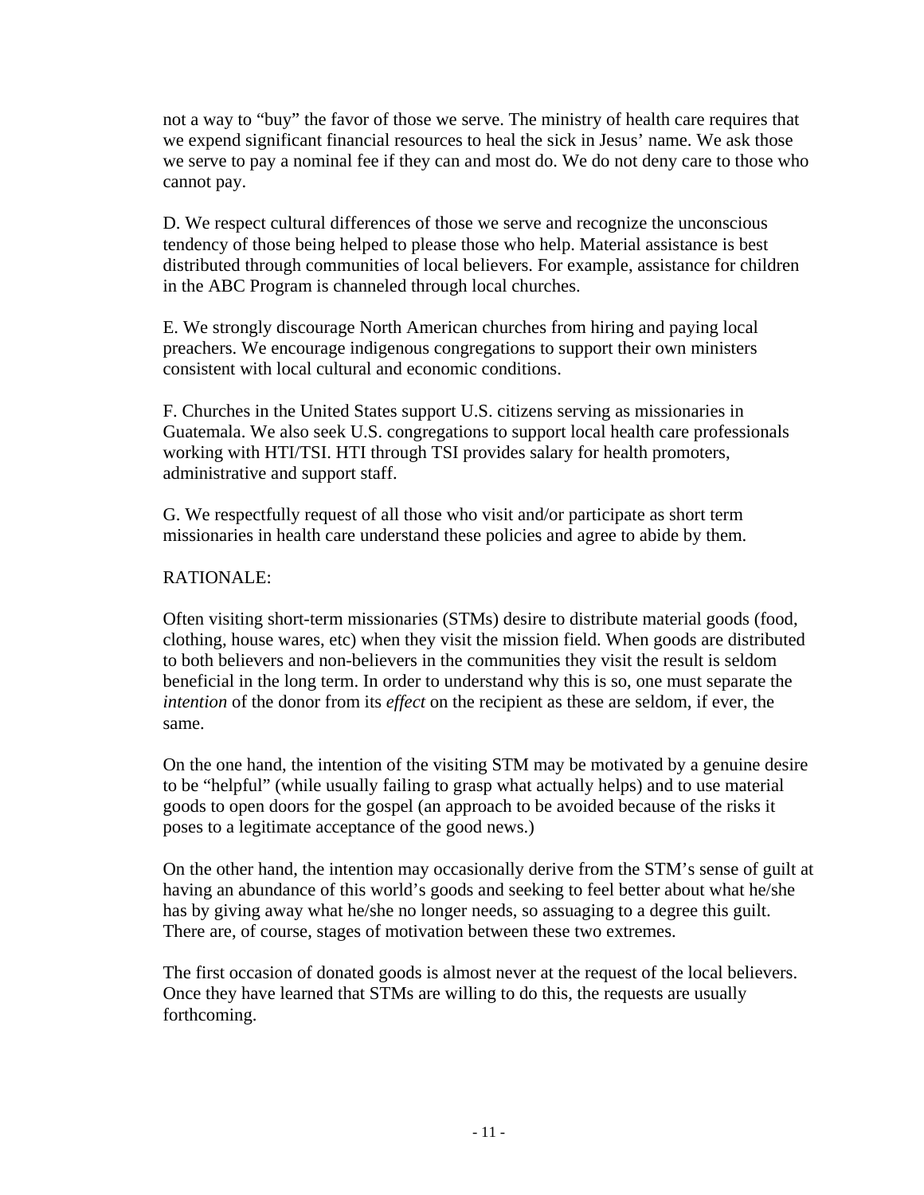not a way to "buy" the favor of those we serve. The ministry of health care requires that we expend significant financial resources to heal the sick in Jesus' name. We ask those we serve to pay a nominal fee if they can and most do. We do not deny care to those who cannot pay.

D. We respect cultural differences of those we serve and recognize the unconscious tendency of those being helped to please those who help. Material assistance is best distributed through communities of local believers. For example, assistance for children in the ABC Program is channeled through local churches.

E. We strongly discourage North American churches from hiring and paying local preachers. We encourage indigenous congregations to support their own ministers consistent with local cultural and economic conditions.

F. Churches in the United States support U.S. citizens serving as missionaries in Guatemala. We also seek U.S. congregations to support local health care professionals working with HTI/TSI. HTI through TSI provides salary for health promoters, administrative and support staff.

G. We respectfully request of all those who visit and/or participate as short term missionaries in health care understand these policies and agree to abide by them.

RATIONALE:

Often visiting short-term missionaries (STMs) desire to distribute material goods (food, clothing, house wares, etc) when they visit the mission field. When goods are distributed to both believers and non-believers in the communities they visit the result is seldom beneficial in the long term. In order to understand why this is so, one must separate the *intention* of the donor from its *effect* on the recipient as these are seldom, if ever, the same.

On the one hand, the intention of the visiting STM may be motivated by a genuine desire to be "helpful" (while usually failing to grasp what actually helps) and to use material goods to open doors for the gospel (an approach to be avoided because of the risks it poses to a legitimate acceptance of the good news.)

On the other hand, the intention may occasionally derive from the STM's sense of guilt at having an abundance of this world's goods and seeking to feel better about what he/she has by giving away what he/she no longer needs, so assuaging to a degree this guilt. There are, of course, stages of motivation between these two extremes.

The first occasion of donated goods is almost never at the request of the local believers. Once they have learned that STMs are willing to do this, the requests are usually forthcoming.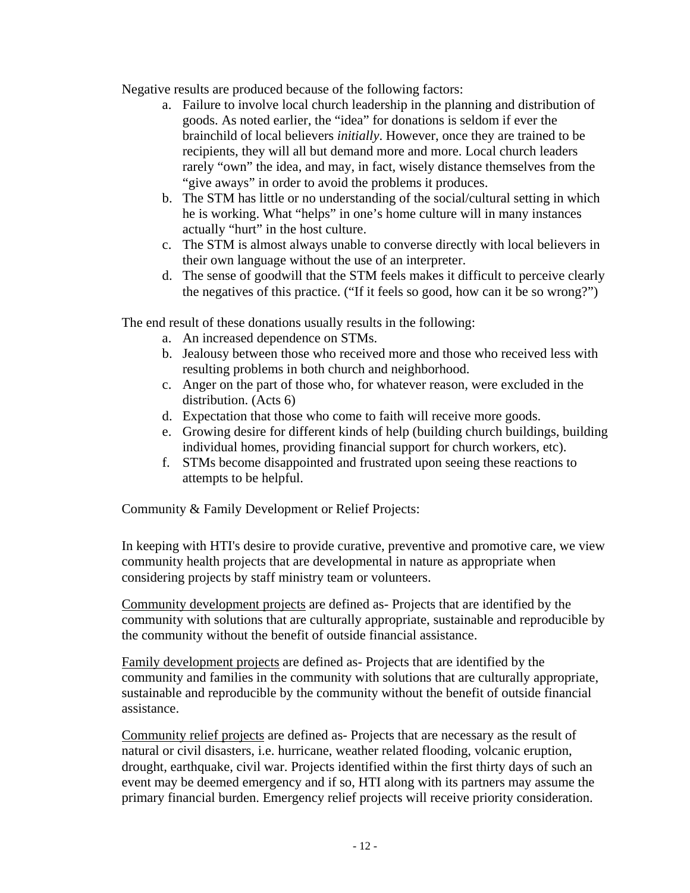Negative results are produced because of the following factors:

a. Failure to involve local church leadership in the planning and distribution of goods. As noted earlier, the "idea" for donations is seldom if ever the brainchild of local believers *initially*. However, once they are trained to be recipients, they will all but demand more and more. Local church leaders rarely "own" the idea, and may, in fact, wisely distance themselves from the "give aways" in order to avoid the problems it produces.
b. The STM has little or no understanding of the social/cultural setting in which he is working. What "helps" in one's home culture will in many instances actually "hurt" in the host culture.
c. The STM is almost always unable to converse directly with local believers in their own language without the use of an interpreter.
d. The sense of goodwill that the STM feels makes it difficult to perceive clearly the negatives of this practice. ("If it feels so good, how can it be so wrong?")

The end result of these donations usually results in the following:

a. An increased dependence on STMs.
b. Jealousy between those who received more and those who received less with resulting problems in both church and neighborhood.
c. Anger on the part of those who, for whatever reason, were excluded in the distribution. (Acts 6)
d. Expectation that those who come to faith will receive more goods.
e. Growing desire for different kinds of help (building church buildings, building individual homes, providing financial support for church workers, etc).
f. STMs become disappointed and frustrated upon seeing these reactions to attempts to be helpful.

Community & Family Development or Relief Projects:

In keeping with HTI's desire to provide curative, preventive and promotive care, we view community health projects that are developmental in nature as appropriate when considering projects by staff ministry team or volunteers.

<u>Community development projects</u> are defined as- Projects that are identified by the community with solutions that are culturally appropriate, sustainable and reproducible by the community without the benefit of outside financial assistance.

<u>Family development projects</u> are defined as- Projects that are identified by the community and families in the community with solutions that are culturally appropriate, sustainable and reproducible by the community without the benefit of outside financial assistance.

<u>Community relief projects</u> are defined as- Projects that are necessary as the result of natural or civil disasters, i.e. hurricane, weather related flooding, volcanic eruption, drought, earthquake, civil war. Projects identified within the first thirty days of such an event may be deemed emergency and if so, HTI along with its partners may assume the primary financial burden. Emergency relief projects will receive priority consideration.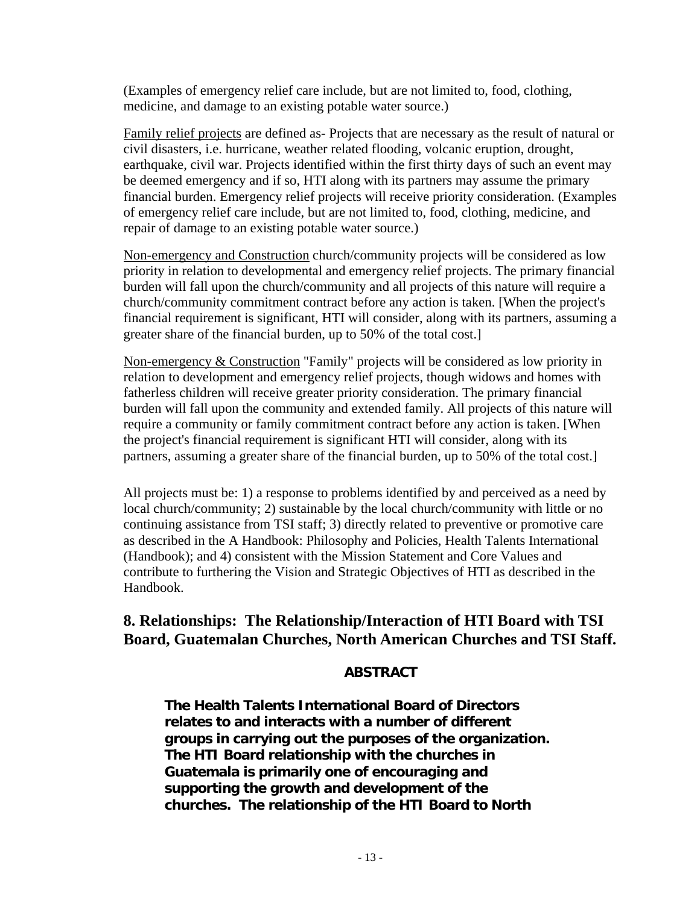(Examples of emergency relief care include, but are not limited to, food, clothing, medicine, and damage to an existing potable water source.)

<u>Family relief projects</u> are defined as- Projects that are necessary as the result of natural or civil disasters, i.e. hurricane, weather related flooding, volcanic eruption, drought, earthquake, civil war. Projects identified within the first thirty days of such an event may be deemed emergency and if so, HTI along with its partners may assume the primary financial burden. Emergency relief projects will receive priority consideration. (Examples of emergency relief care include, but are not limited to, food, clothing, medicine, and repair of damage to an existing potable water source.)

<u>Non-emergency and Construction</u> church/community projects will be considered as low priority in relation to developmental and emergency relief projects. The primary financial burden will fall upon the church/community and all projects of this nature will require a church/community commitment contract before any action is taken. [When the project's financial requirement is significant, HTI will consider, along with its partners, assuming a greater share of the financial burden, up to 50% of the total cost.]

<u>Non-emergency & Construction</u> "Family" projects will be considered as low priority in relation to development and emergency relief projects, though widows and homes with fatherless children will receive greater priority consideration. The primary financial burden will fall upon the community and extended family. All projects of this nature will require a community or family commitment contract before any action is taken. [When the project's financial requirement is significant HTI will consider, along with its partners, assuming a greater share of the financial burden, up to 50% of the total cost.]

All projects must be: 1) a response to problems identified by and perceived as a need by local church/community; 2) sustainable by the local church/community with little or no continuing assistance from TSI staff; 3) directly related to preventive or promotive care as described in the A Handbook: Philosophy and Policies, Health Talents International (Handbook); and 4) consistent with the Mission Statement and Core Values and contribute to furthering the Vision and Strategic Objectives of HTI as described in the Handbook.

## 8. Relationships: The Relationship/Interaction of HTI Board with TSI Board, Guatemalan Churches, North American Churches and TSI Staff.

**ABSTRACT**

**The Health Talents International Board of Directors relates to and interacts with a number of different groups in carrying out the purposes of the organization. The HTI Board relationship with the churches in Guatemala is primarily one of encouraging and supporting the growth and development of the churches. The relationship of the HTI Board to North**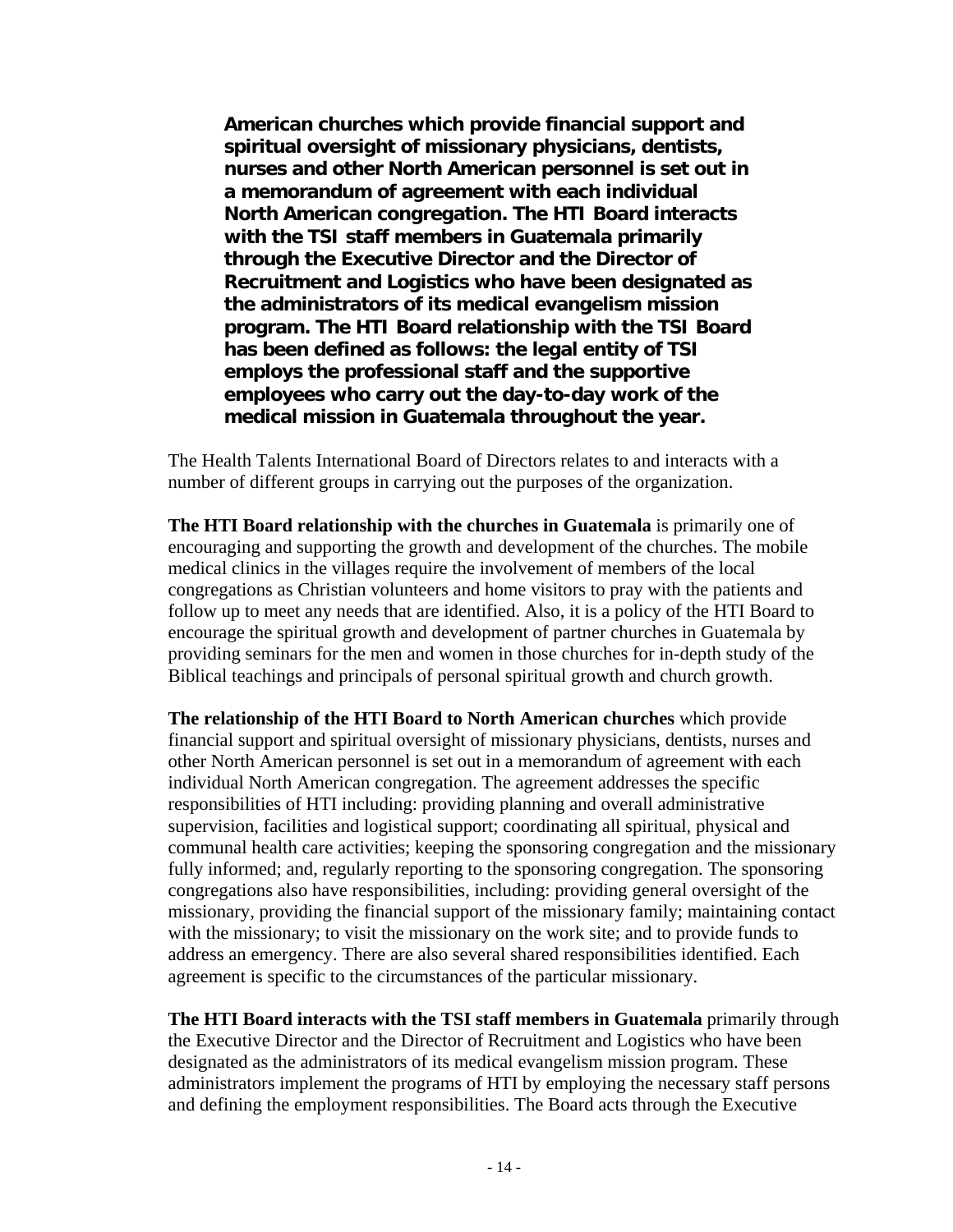**American churches which provide financial support and spiritual oversight of missionary physicians, dentists, nurses and other North American personnel is set out in a memorandum of agreement with each individual North American congregation. The HTI Board interacts with the TSI staff members in Guatemala primarily through the Executive Director and the Director of Recruitment and Logistics who have been designated as the administrators of its medical evangelism mission program. The HTI Board relationship with the TSI Board has been defined as follows: the legal entity of TSI employs the professional staff and the supportive employees who carry out the day-to-day work of the medical mission in Guatemala throughout the year.**

The Health Talents International Board of Directors relates to and interacts with a number of different groups in carrying out the purposes of the organization.

**The HTI Board relationship with the churches in Guatemala** is primarily one of encouraging and supporting the growth and development of the churches. The mobile medical clinics in the villages require the involvement of members of the local congregations as Christian volunteers and home visitors to pray with the patients and follow up to meet any needs that are identified. Also, it is a policy of the HTI Board to encourage the spiritual growth and development of partner churches in Guatemala by providing seminars for the men and women in those churches for in-depth study of the Biblical teachings and principals of personal spiritual growth and church growth.

**The relationship of the HTI Board to North American churches** which provide financial support and spiritual oversight of missionary physicians, dentists, nurses and other North American personnel is set out in a memorandum of agreement with each individual North American congregation. The agreement addresses the specific responsibilities of HTI including: providing planning and overall administrative supervision, facilities and logistical support; coordinating all spiritual, physical and communal health care activities; keeping the sponsoring congregation and the missionary fully informed; and, regularly reporting to the sponsoring congregation. The sponsoring congregations also have responsibilities, including: providing general oversight of the missionary, providing the financial support of the missionary family; maintaining contact with the missionary; to visit the missionary on the work site; and to provide funds to address an emergency. There are also several shared responsibilities identified. Each agreement is specific to the circumstances of the particular missionary.

**The HTI Board interacts with the TSI staff members in Guatemala** primarily through the Executive Director and the Director of Recruitment and Logistics who have been designated as the administrators of its medical evangelism mission program. These administrators implement the programs of HTI by employing the necessary staff persons and defining the employment responsibilities. The Board acts through the Executive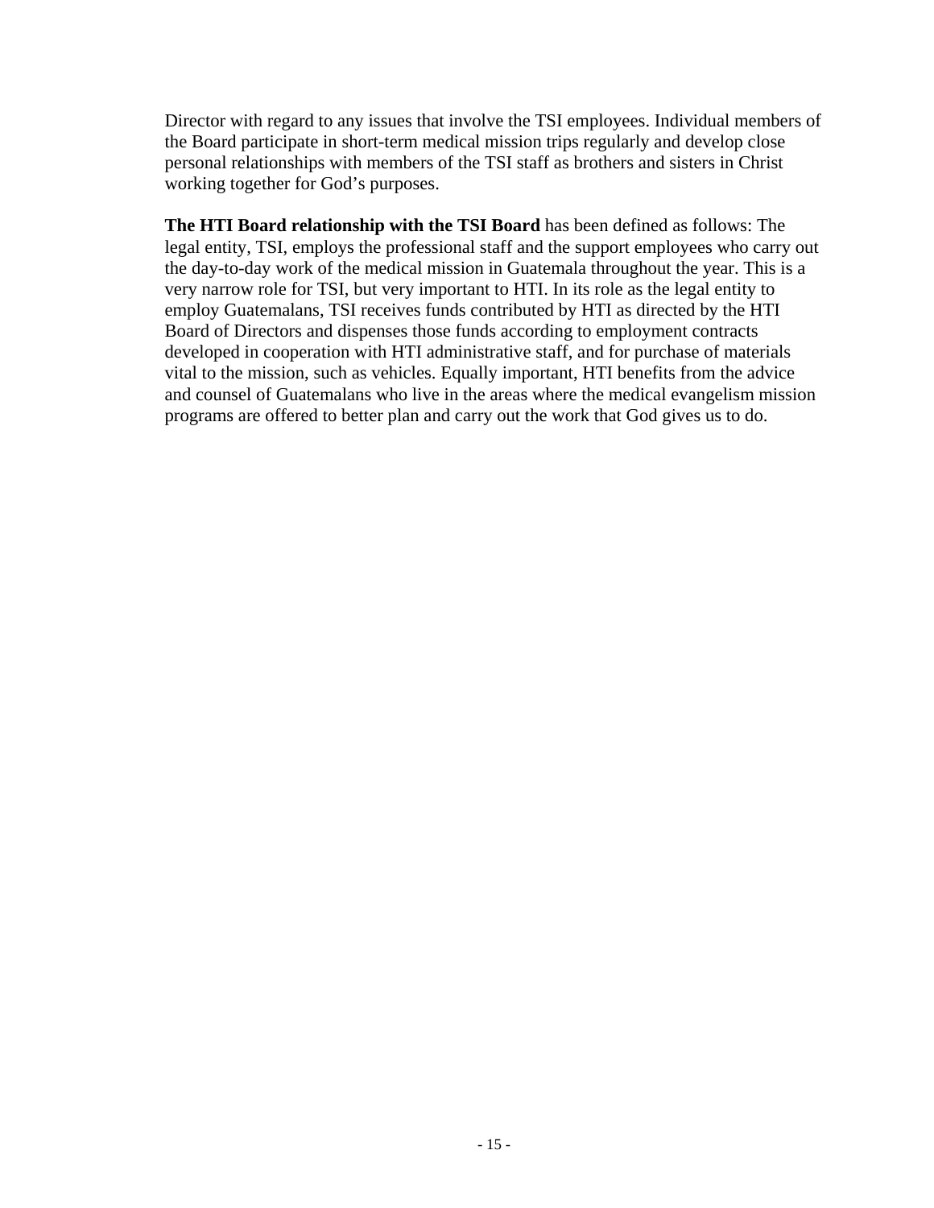Director with regard to any issues that involve the TSI employees. Individual members of the Board participate in short-term medical mission trips regularly and develop close personal relationships with members of the TSI staff as brothers and sisters in Christ working together for God's purposes.

**The HTI Board relationship with the TSI Board** has been defined as follows: The legal entity, TSI, employs the professional staff and the support employees who carry out the day-to-day work of the medical mission in Guatemala throughout the year. This is a very narrow role for TSI, but very important to HTI. In its role as the legal entity to employ Guatemalans, TSI receives funds contributed by HTI as directed by the HTI Board of Directors and dispenses those funds according to employment contracts developed in cooperation with HTI administrative staff, and for purchase of materials vital to the mission, such as vehicles. Equally important, HTI benefits from the advice and counsel of Guatemalans who live in the areas where the medical evangelism mission programs are offered to better plan and carry out the work that God gives us to do.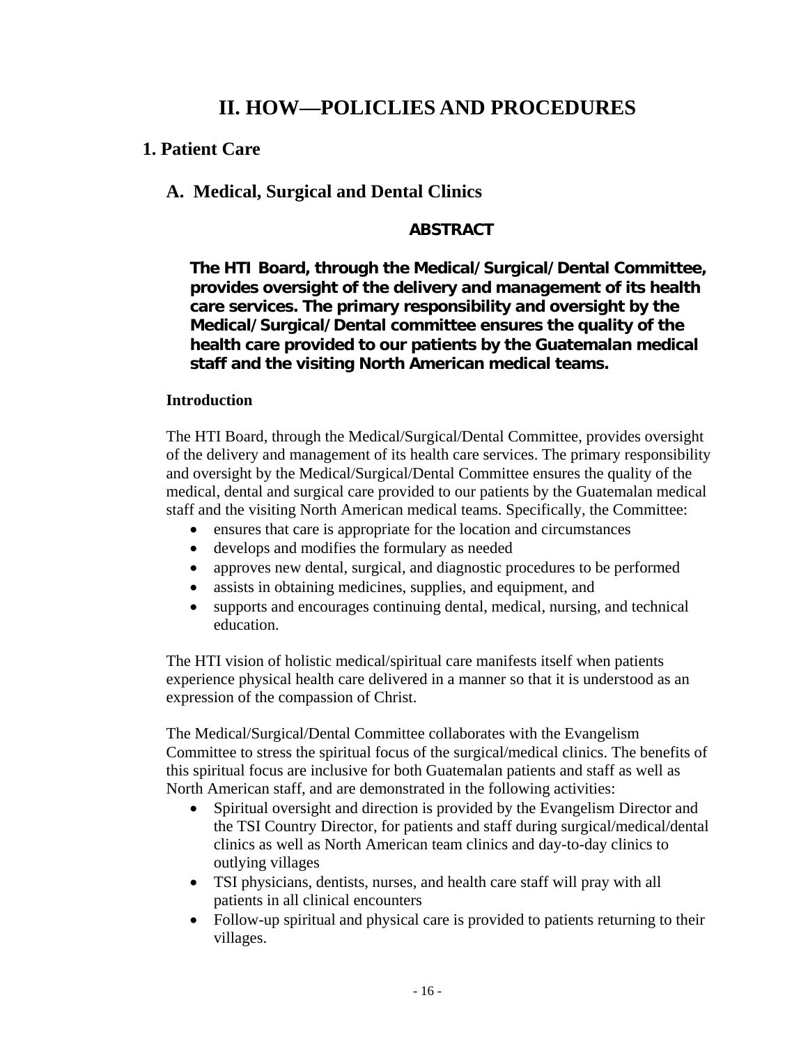# II. HOW—POLICLIES AND PROCEDURES

## 1. Patient Care

### A. Medical, Surgical and Dental Clinics

**ABSTRACT**

**The HTI Board, through the Medical/Surgical/Dental Committee, provides oversight of the delivery and management of its health care services. The primary responsibility and oversight by the Medical/Surgical/Dental committee ensures the quality of the health care provided to our patients by the Guatemalan medical staff and the visiting North American medical teams.**

**Introduction**

The HTI Board, through the Medical/Surgical/Dental Committee, provides oversight of the delivery and management of its health care services. The primary responsibility and oversight by the Medical/Surgical/Dental Committee ensures the quality of the medical, dental and surgical care provided to our patients by the Guatemalan medical staff and the visiting North American medical teams. Specifically, the Committee:

- ensures that care is appropriate for the location and circumstances
- develops and modifies the formulary as needed
- approves new dental, surgical, and diagnostic procedures to be performed
- assists in obtaining medicines, supplies, and equipment, and
- supports and encourages continuing dental, medical, nursing, and technical education.

The HTI vision of holistic medical/spiritual care manifests itself when patients experience physical health care delivered in a manner so that it is understood as an expression of the compassion of Christ.

The Medical/Surgical/Dental Committee collaborates with the Evangelism Committee to stress the spiritual focus of the surgical/medical clinics. The benefits of this spiritual focus are inclusive for both Guatemalan patients and staff as well as North American staff, and are demonstrated in the following activities:

- Spiritual oversight and direction is provided by the Evangelism Director and the TSI Country Director, for patients and staff during surgical/medical/dental clinics as well as North American team clinics and day-to-day clinics to outlying villages
- TSI physicians, dentists, nurses, and health care staff will pray with all patients in all clinical encounters
- Follow-up spiritual and physical care is provided to patients returning to their villages.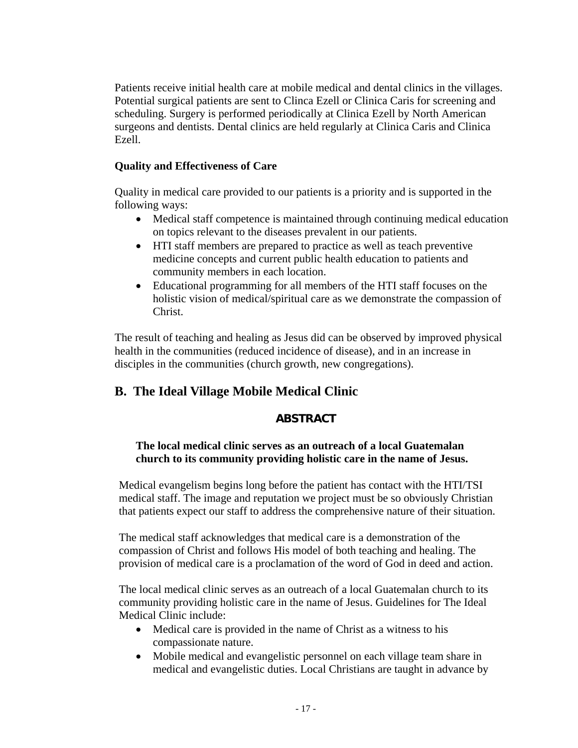Patients receive initial health care at mobile medical and dental clinics in the villages. Potential surgical patients are sent to Clinca Ezell or Clinica Caris for screening and scheduling. Surgery is performed periodically at Clinica Ezell by North American surgeons and dentists. Dental clinics are held regularly at Clinica Caris and Clinica Ezell.

**Quality and Effectiveness of Care**

Quality in medical care provided to our patients is a priority and is supported in the following ways:

- Medical staff competence is maintained through continuing medical education on topics relevant to the diseases prevalent in our patients.
- HTI staff members are prepared to practice as well as teach preventive medicine concepts and current public health education to patients and community members in each location.
- Educational programming for all members of the HTI staff focuses on the holistic vision of medical/spiritual care as we demonstrate the compassion of Christ.

The result of teaching and healing as Jesus did can be observed by improved physical health in the communities (reduced incidence of disease), and in an increase in disciples in the communities (church growth, new congregations).

## B. The Ideal Village Mobile Medical Clinic

### ABSTRACT

**The local medical clinic serves as an outreach of a local Guatemalan church to its community providing holistic care in the name of Jesus.**

Medical evangelism begins long before the patient has contact with the HTI/TSI medical staff. The image and reputation we project must be so obviously Christian that patients expect our staff to address the comprehensive nature of their situation.

The medical staff acknowledges that medical care is a demonstration of the compassion of Christ and follows His model of both teaching and healing. The provision of medical care is a proclamation of the word of God in deed and action.

The local medical clinic serves as an outreach of a local Guatemalan church to its community providing holistic care in the name of Jesus. Guidelines for The Ideal Medical Clinic include:

- Medical care is provided in the name of Christ as a witness to his compassionate nature.
- Mobile medical and evangelistic personnel on each village team share in medical and evangelistic duties. Local Christians are taught in advance by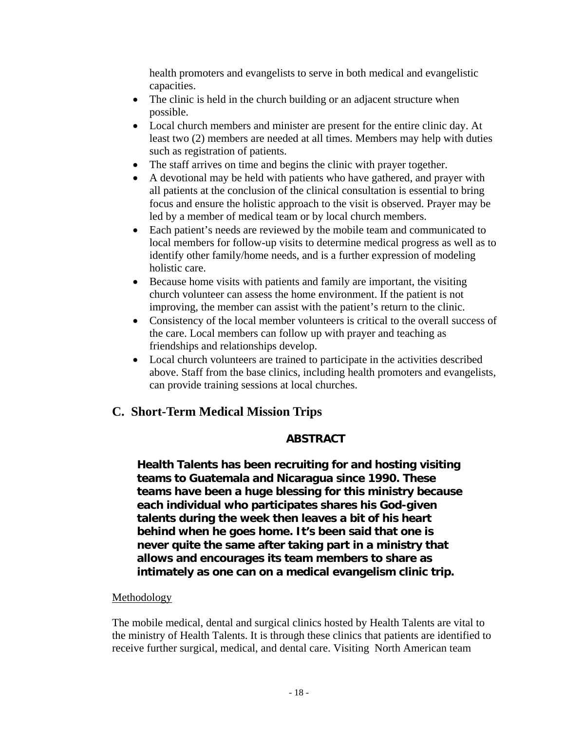health promoters and evangelists to serve in both medical and evangelistic capacities.

- The clinic is held in the church building or an adjacent structure when possible.
- Local church members and minister are present for the entire clinic day. At least two (2) members are needed at all times. Members may help with duties such as registration of patients.
- The staff arrives on time and begins the clinic with prayer together.
- A devotional may be held with patients who have gathered, and prayer with all patients at the conclusion of the clinical consultation is essential to bring focus and ensure the holistic approach to the visit is observed. Prayer may be led by a member of medical team or by local church members.
- Each patient's needs are reviewed by the mobile team and communicated to local members for follow-up visits to determine medical progress as well as to identify other family/home needs, and is a further expression of modeling holistic care.
- Because home visits with patients and family are important, the visiting church volunteer can assess the home environment. If the patient is not improving, the member can assist with the patient's return to the clinic.
- Consistency of the local member volunteers is critical to the overall success of the care. Local members can follow up with prayer and teaching as friendships and relationships develop.
- Local church volunteers are trained to participate in the activities described above. Staff from the base clinics, including health promoters and evangelists, can provide training sessions at local churches.

## C. Short-Term Medical Mission Trips

**ABSTRACT**

**Health Talents has been recruiting for and hosting visiting teams to Guatemala and Nicaragua since 1990. These teams have been a huge blessing for this ministry because each individual who participates shares his God-given talents during the week then leaves a bit of his heart behind when he goes home. It's been said that one is never quite the same after taking part in a ministry that allows and encourages its team members to share as intimately as one can on a medical evangelism clinic trip.**

Methodology

The mobile medical, dental and surgical clinics hosted by Health Talents are vital to the ministry of Health Talents. It is through these clinics that patients are identified to receive further surgical, medical, and dental care. Visiting North American team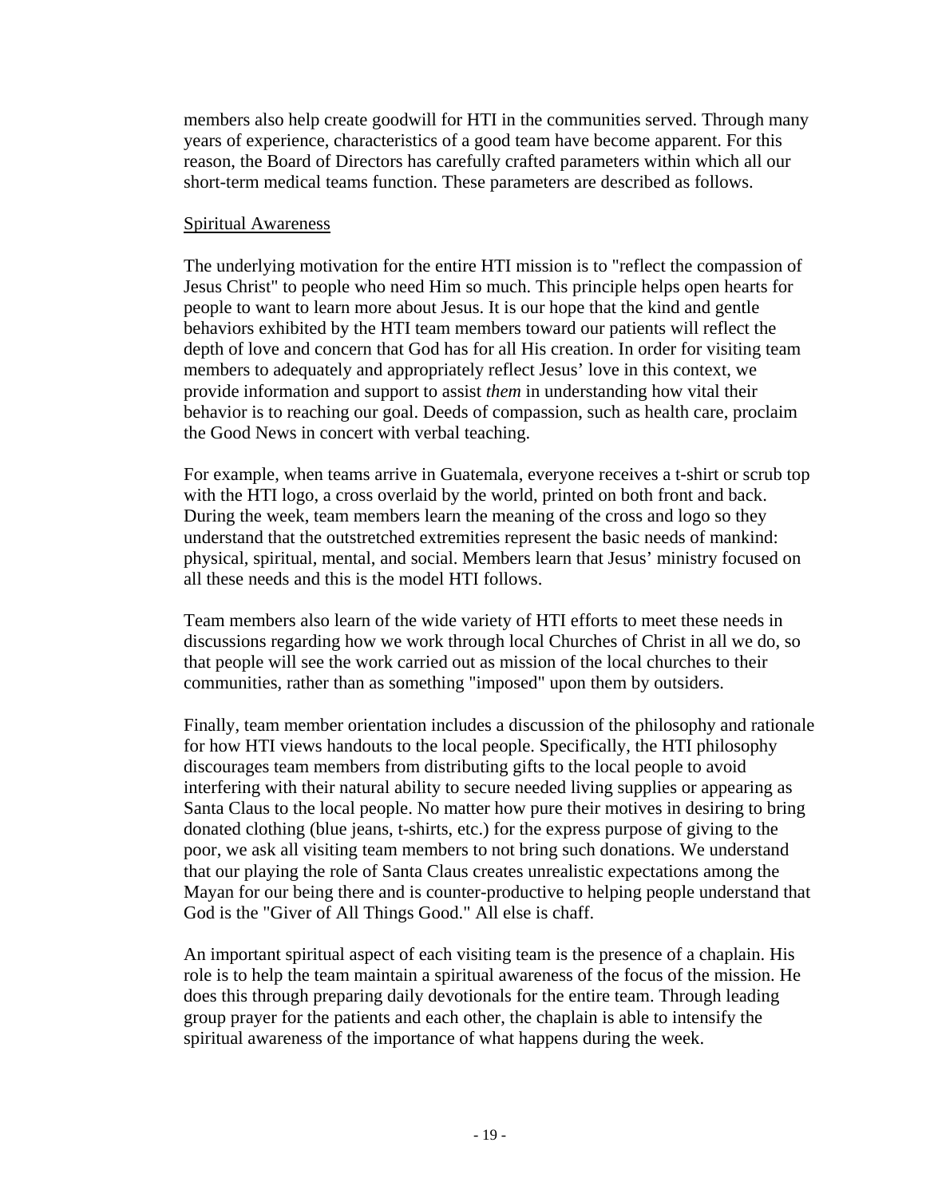members also help create goodwill for HTI in the communities served. Through many years of experience, characteristics of a good team have become apparent. For this reason, the Board of Directors has carefully crafted parameters within which all our short-term medical teams function. These parameters are described as follows.

## Spiritual Awareness

The underlying motivation for the entire HTI mission is to "reflect the compassion of Jesus Christ" to people who need Him so much. This principle helps open hearts for people to want to learn more about Jesus. It is our hope that the kind and gentle behaviors exhibited by the HTI team members toward our patients will reflect the depth of love and concern that God has for all His creation. In order for visiting team members to adequately and appropriately reflect Jesus' love in this context, we provide information and support to assist *them* in understanding how vital their behavior is to reaching our goal. Deeds of compassion, such as health care, proclaim the Good News in concert with verbal teaching.

For example, when teams arrive in Guatemala, everyone receives a t-shirt or scrub top with the HTI logo, a cross overlaid by the world, printed on both front and back. During the week, team members learn the meaning of the cross and logo so they understand that the outstretched extremities represent the basic needs of mankind: physical, spiritual, mental, and social. Members learn that Jesus' ministry focused on all these needs and this is the model HTI follows.

Team members also learn of the wide variety of HTI efforts to meet these needs in discussions regarding how we work through local Churches of Christ in all we do, so that people will see the work carried out as mission of the local churches to their communities, rather than as something "imposed" upon them by outsiders.

Finally, team member orientation includes a discussion of the philosophy and rationale for how HTI views handouts to the local people. Specifically, the HTI philosophy discourages team members from distributing gifts to the local people to avoid interfering with their natural ability to secure needed living supplies or appearing as Santa Claus to the local people. No matter how pure their motives in desiring to bring donated clothing (blue jeans, t-shirts, etc.) for the express purpose of giving to the poor, we ask all visiting team members to not bring such donations. We understand that our playing the role of Santa Claus creates unrealistic expectations among the Mayan for our being there and is counter-productive to helping people understand that God is the "Giver of All Things Good." All else is chaff.

An important spiritual aspect of each visiting team is the presence of a chaplain. His role is to help the team maintain a spiritual awareness of the focus of the mission. He does this through preparing daily devotionals for the entire team. Through leading group prayer for the patients and each other, the chaplain is able to intensify the spiritual awareness of the importance of what happens during the week.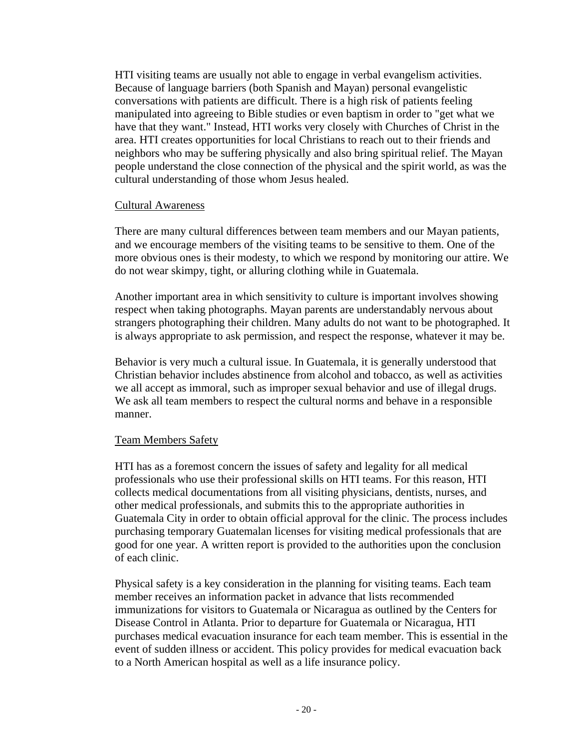HTI visiting teams are usually not able to engage in verbal evangelism activities. Because of language barriers (both Spanish and Mayan) personal evangelistic conversations with patients are difficult. There is a high risk of patients feeling manipulated into agreeing to Bible studies or even baptism in order to "get what we have that they want." Instead, HTI works very closely with Churches of Christ in the area. HTI creates opportunities for local Christians to reach out to their friends and neighbors who may be suffering physically and also bring spiritual relief. The Mayan people understand the close connection of the physical and the spirit world, as was the cultural understanding of those whom Jesus healed.

## Cultural Awareness

There are many cultural differences between team members and our Mayan patients, and we encourage members of the visiting teams to be sensitive to them. One of the more obvious ones is their modesty, to which we respond by monitoring our attire. We do not wear skimpy, tight, or alluring clothing while in Guatemala.

Another important area in which sensitivity to culture is important involves showing respect when taking photographs. Mayan parents are understandably nervous about strangers photographing their children. Many adults do not want to be photographed. It is always appropriate to ask permission, and respect the response, whatever it may be.

Behavior is very much a cultural issue. In Guatemala, it is generally understood that Christian behavior includes abstinence from alcohol and tobacco, as well as activities we all accept as immoral, such as improper sexual behavior and use of illegal drugs. We ask all team members to respect the cultural norms and behave in a responsible manner.

## Team Members Safety

HTI has as a foremost concern the issues of safety and legality for all medical professionals who use their professional skills on HTI teams. For this reason, HTI collects medical documentations from all visiting physicians, dentists, nurses, and other medical professionals, and submits this to the appropriate authorities in Guatemala City in order to obtain official approval for the clinic. The process includes purchasing temporary Guatemalan licenses for visiting medical professionals that are good for one year. A written report is provided to the authorities upon the conclusion of each clinic.

Physical safety is a key consideration in the planning for visiting teams. Each team member receives an information packet in advance that lists recommended immunizations for visitors to Guatemala or Nicaragua as outlined by the Centers for Disease Control in Atlanta. Prior to departure for Guatemala or Nicaragua, HTI purchases medical evacuation insurance for each team member. This is essential in the event of sudden illness or accident. This policy provides for medical evacuation back to a North American hospital as well as a life insurance policy.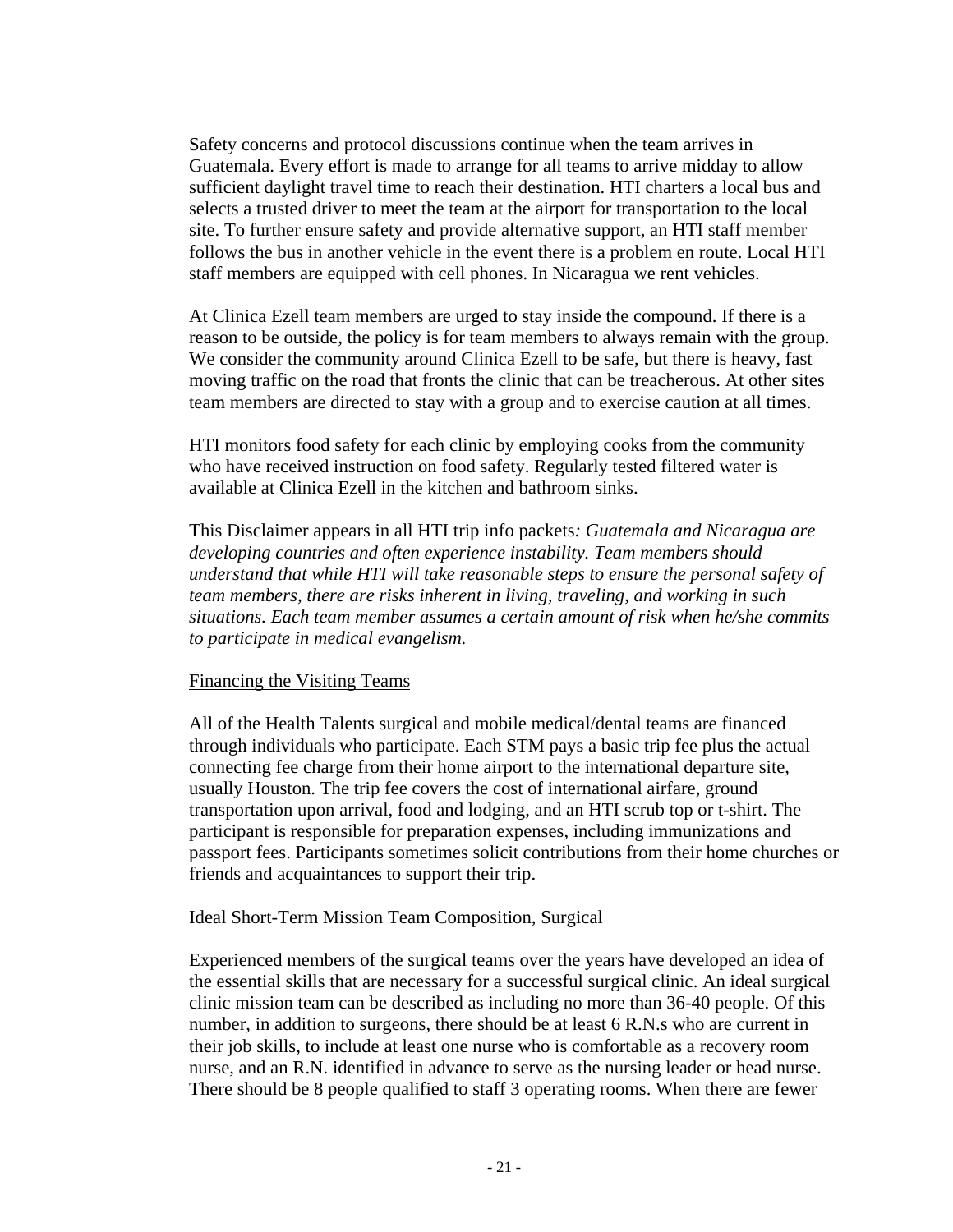Safety concerns and protocol discussions continue when the team arrives in Guatemala. Every effort is made to arrange for all teams to arrive midday to allow sufficient daylight travel time to reach their destination. HTI charters a local bus and selects a trusted driver to meet the team at the airport for transportation to the local site. To further ensure safety and provide alternative support, an HTI staff member follows the bus in another vehicle in the event there is a problem en route. Local HTI staff members are equipped with cell phones. In Nicaragua we rent vehicles.

At Clinica Ezell team members are urged to stay inside the compound. If there is a reason to be outside, the policy is for team members to always remain with the group. We consider the community around Clinica Ezell to be safe, but there is heavy, fast moving traffic on the road that fronts the clinic that can be treacherous. At other sites team members are directed to stay with a group and to exercise caution at all times.

HTI monitors food safety for each clinic by employing cooks from the community who have received instruction on food safety. Regularly tested filtered water is available at Clinica Ezell in the kitchen and bathroom sinks.

This Disclaimer appears in all HTI trip info packets*: Guatemala and Nicaragua are developing countries and often experience instability. Team members should understand that while HTI will take reasonable steps to ensure the personal safety of team members, there are risks inherent in living, traveling, and working in such situations. Each team member assumes a certain amount of risk when he/she commits to participate in medical evangelism.*

Financing the Visiting Teams

All of the Health Talents surgical and mobile medical/dental teams are financed through individuals who participate. Each STM pays a basic trip fee plus the actual connecting fee charge from their home airport to the international departure site, usually Houston. The trip fee covers the cost of international airfare, ground transportation upon arrival, food and lodging, and an HTI scrub top or t-shirt. The participant is responsible for preparation expenses, including immunizations and passport fees. Participants sometimes solicit contributions from their home churches or friends and acquaintances to support their trip.

Ideal Short-Term Mission Team Composition, Surgical

Experienced members of the surgical teams over the years have developed an idea of the essential skills that are necessary for a successful surgical clinic. An ideal surgical clinic mission team can be described as including no more than 36-40 people. Of this number, in addition to surgeons, there should be at least 6 R.N.s who are current in their job skills, to include at least one nurse who is comfortable as a recovery room nurse, and an R.N. identified in advance to serve as the nursing leader or head nurse. There should be 8 people qualified to staff 3 operating rooms. When there are fewer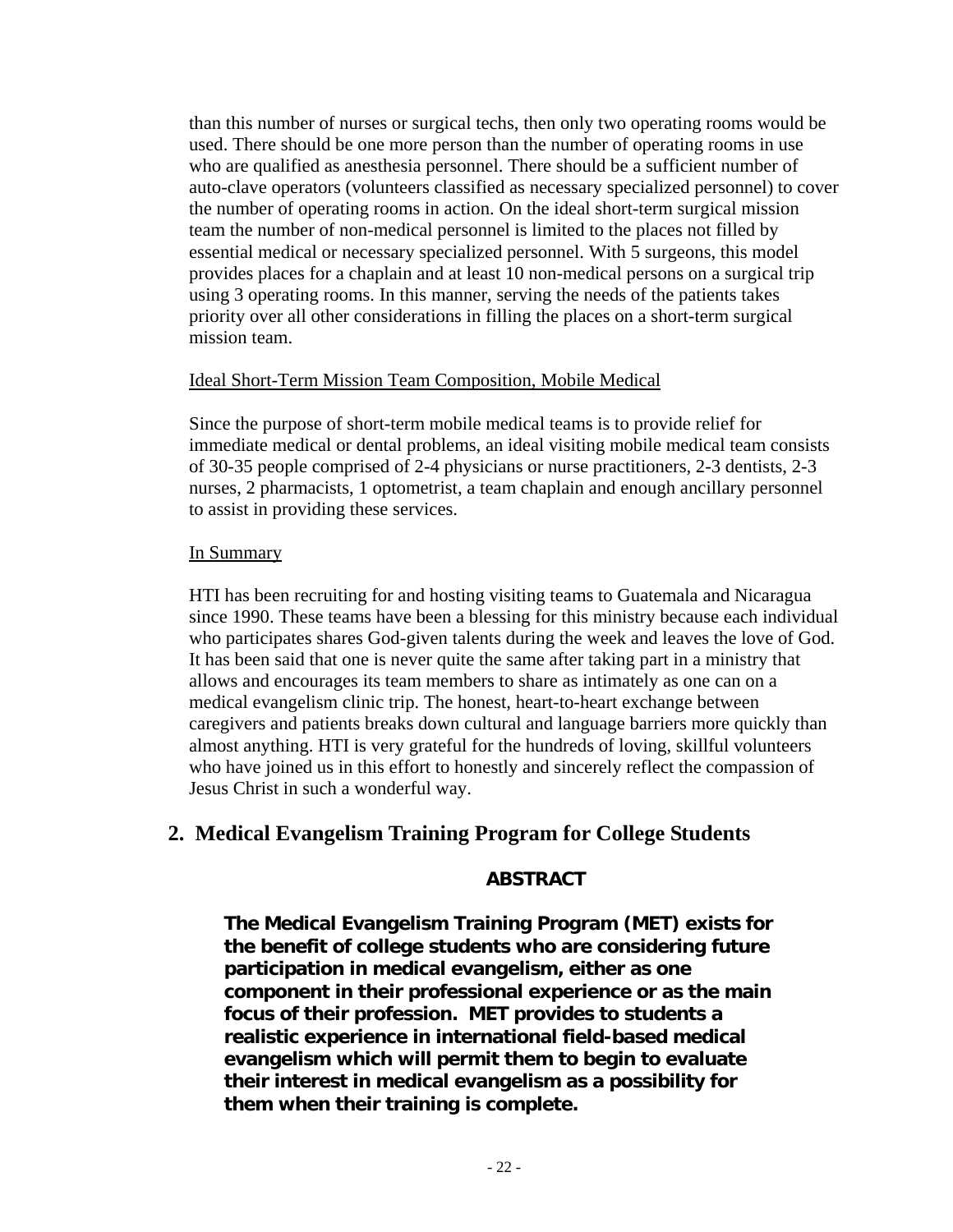than this number of nurses or surgical techs, then only two operating rooms would be used. There should be one more person than the number of operating rooms in use who are qualified as anesthesia personnel. There should be a sufficient number of auto-clave operators (volunteers classified as necessary specialized personnel) to cover the number of operating rooms in action. On the ideal short-term surgical mission team the number of non-medical personnel is limited to the places not filled by essential medical or necessary specialized personnel. With 5 surgeons, this model provides places for a chaplain and at least 10 non-medical persons on a surgical trip using 3 operating rooms. In this manner, serving the needs of the patients takes priority over all other considerations in filling the places on a short-term surgical mission team.

Ideal Short-Term Mission Team Composition, Mobile Medical

Since the purpose of short-term mobile medical teams is to provide relief for immediate medical or dental problems, an ideal visiting mobile medical team consists of 30-35 people comprised of 2-4 physicians or nurse practitioners, 2-3 dentists, 2-3 nurses, 2 pharmacists, 1 optometrist, a team chaplain and enough ancillary personnel to assist in providing these services.

In Summary

HTI has been recruiting for and hosting visiting teams to Guatemala and Nicaragua since 1990. These teams have been a blessing for this ministry because each individual who participates shares God-given talents during the week and leaves the love of God. It has been said that one is never quite the same after taking part in a ministry that allows and encourages its team members to share as intimately as one can on a medical evangelism clinic trip. The honest, heart-to-heart exchange between caregivers and patients breaks down cultural and language barriers more quickly than almost anything. HTI is very grateful for the hundreds of loving, skillful volunteers who have joined us in this effort to honestly and sincerely reflect the compassion of Jesus Christ in such a wonderful way.

## 2. Medical Evangelism Training Program for College Students

**ABSTRACT**

**The Medical Evangelism Training Program (MET) exists for the benefit of college students who are considering future participation in medical evangelism, either as one component in their professional experience or as the main focus of their profession. MET provides to students a realistic experience in international field-based medical evangelism which will permit them to begin to evaluate their interest in medical evangelism as a possibility for them when their training is complete.**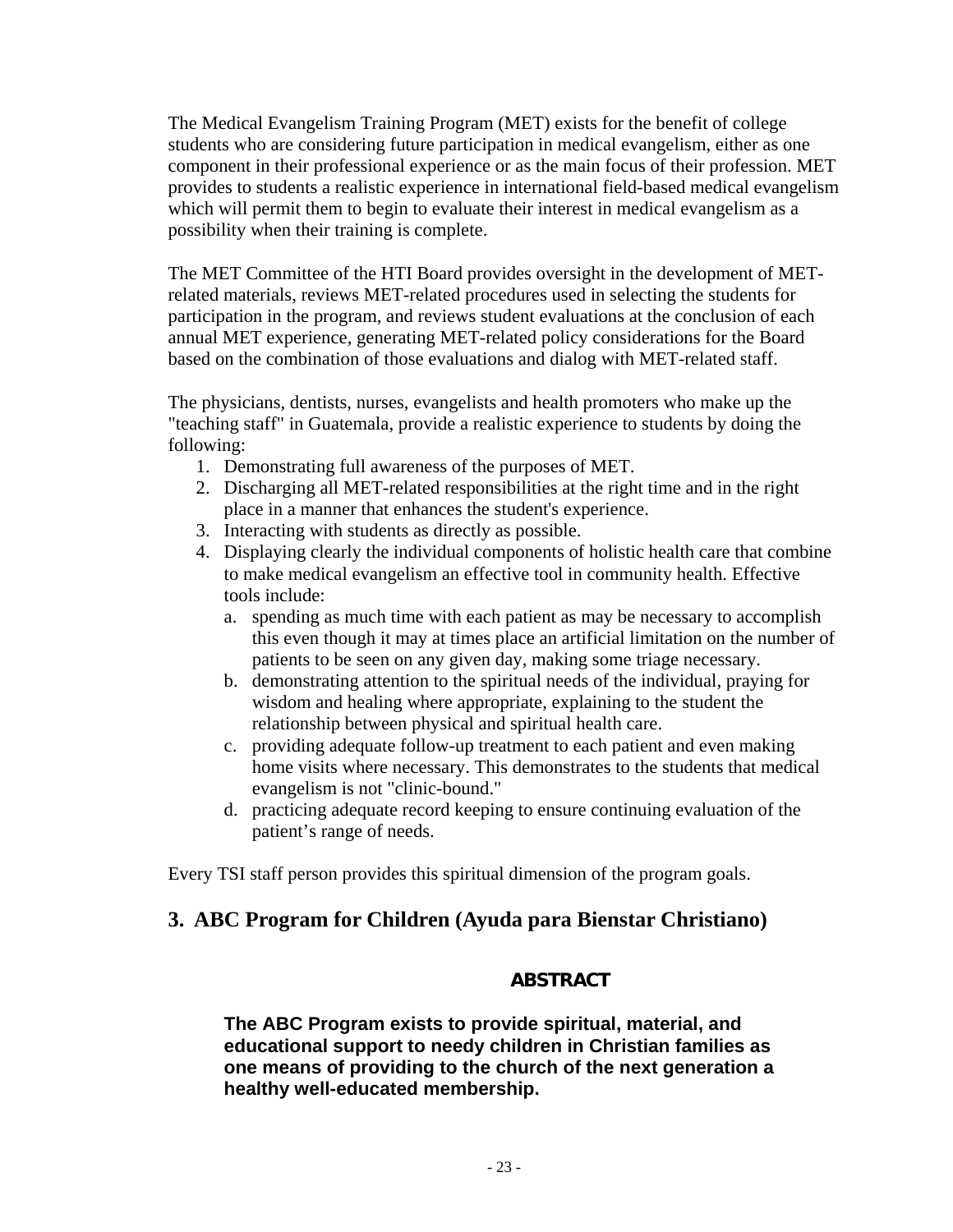The Medical Evangelism Training Program (MET) exists for the benefit of college students who are considering future participation in medical evangelism, either as one component in their professional experience or as the main focus of their profession. MET provides to students a realistic experience in international field-based medical evangelism which will permit them to begin to evaluate their interest in medical evangelism as a possibility when their training is complete.

The MET Committee of the HTI Board provides oversight in the development of MET-related materials, reviews MET-related procedures used in selecting the students for participation in the program, and reviews student evaluations at the conclusion of each annual MET experience, generating MET-related policy considerations for the Board based on the combination of those evaluations and dialog with MET-related staff.

The physicians, dentists, nurses, evangelists and health promoters who make up the "teaching staff" in Guatemala, provide a realistic experience to students by doing the following:

1. Demonstrating full awareness of the purposes of MET.
2. Discharging all MET-related responsibilities at the right time and in the right place in a manner that enhances the student's experience.
3. Interacting with students as directly as possible.
4. Displaying clearly the individual components of holistic health care that combine to make medical evangelism an effective tool in community health. Effective tools include:
   a. spending as much time with each patient as may be necessary to accomplish this even though it may at times place an artificial limitation on the number of patients to be seen on any given day, making some triage necessary.
   b. demonstrating attention to the spiritual needs of the individual, praying for wisdom and healing where appropriate, explaining to the student the relationship between physical and spiritual health care.
   c. providing adequate follow-up treatment to each patient and even making home visits where necessary. This demonstrates to the students that medical evangelism is not "clinic-bound."
   d. practicing adequate record keeping to ensure continuing evaluation of the patient's range of needs.

Every TSI staff person provides this spiritual dimension of the program goals.

## 3. ABC Program for Children (Ayuda para Bienstar Christiano)

**ABSTRACT**

**The ABC Program exists to provide spiritual, material, and educational support to needy children in Christian families as one means of providing to the church of the next generation a healthy well-educated membership.**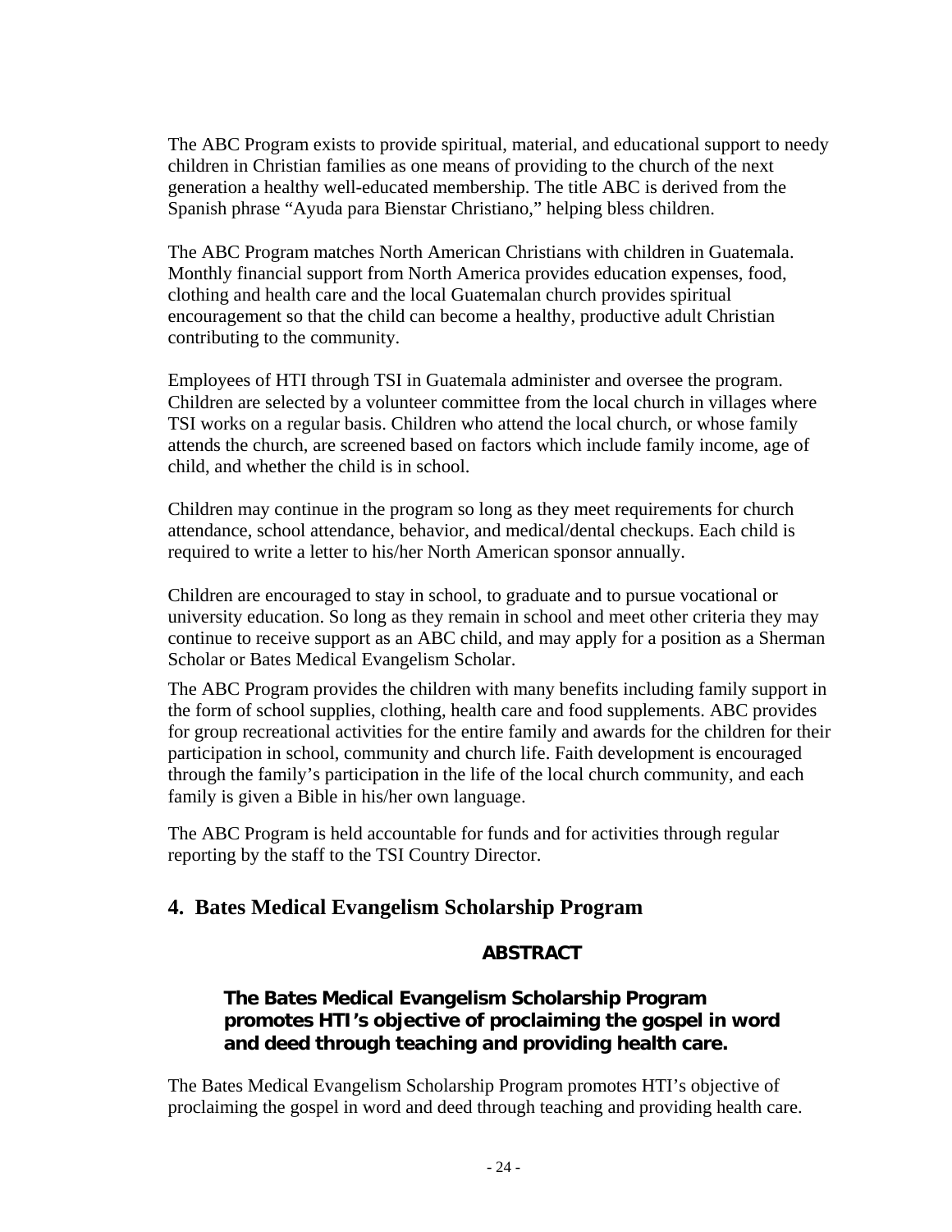The ABC Program exists to provide spiritual, material, and educational support to needy children in Christian families as one means of providing to the church of the next generation a healthy well-educated membership. The title ABC is derived from the Spanish phrase "Ayuda para Bienstar Christiano," helping bless children.

The ABC Program matches North American Christians with children in Guatemala. Monthly financial support from North America provides education expenses, food, clothing and health care and the local Guatemalan church provides spiritual encouragement so that the child can become a healthy, productive adult Christian contributing to the community.

Employees of HTI through TSI in Guatemala administer and oversee the program. Children are selected by a volunteer committee from the local church in villages where TSI works on a regular basis. Children who attend the local church, or whose family attends the church, are screened based on factors which include family income, age of child, and whether the child is in school.

Children may continue in the program so long as they meet requirements for church attendance, school attendance, behavior, and medical/dental checkups. Each child is required to write a letter to his/her North American sponsor annually.

Children are encouraged to stay in school, to graduate and to pursue vocational or university education. So long as they remain in school and meet other criteria they may continue to receive support as an ABC child, and may apply for a position as a Sherman Scholar or Bates Medical Evangelism Scholar.

The ABC Program provides the children with many benefits including family support in the form of school supplies, clothing, health care and food supplements. ABC provides for group recreational activities for the entire family and awards for the children for their participation in school, community and church life. Faith development is encouraged through the family's participation in the life of the local church community, and each family is given a Bible in his/her own language.

The ABC Program is held accountable for funds and for activities through regular reporting by the staff to the TSI Country Director.

## 4. Bates Medical Evangelism Scholarship Program

**ABSTRACT**

**The Bates Medical Evangelism Scholarship Program promotes HTI's objective of proclaiming the gospel in word and deed through teaching and providing health care.**

The Bates Medical Evangelism Scholarship Program promotes HTI's objective of proclaiming the gospel in word and deed through teaching and providing health care.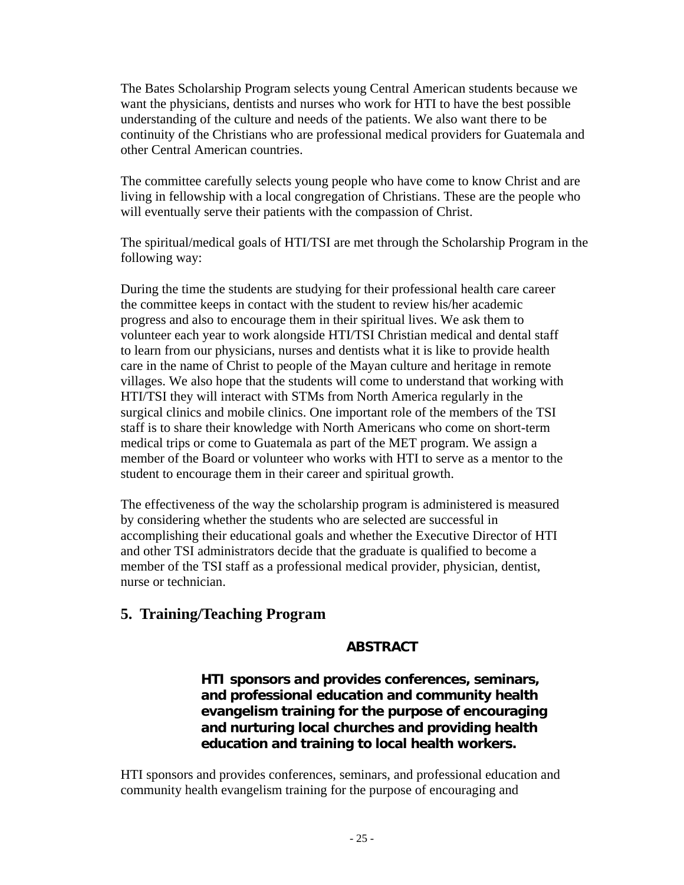The Bates Scholarship Program selects young Central American students because we want the physicians, dentists and nurses who work for HTI to have the best possible understanding of the culture and needs of the patients. We also want there to be continuity of the Christians who are professional medical providers for Guatemala and other Central American countries.

The committee carefully selects young people who have come to know Christ and are living in fellowship with a local congregation of Christians. These are the people who will eventually serve their patients with the compassion of Christ.

The spiritual/medical goals of HTI/TSI are met through the Scholarship Program in the following way:

During the time the students are studying for their professional health care career the committee keeps in contact with the student to review his/her academic progress and also to encourage them in their spiritual lives. We ask them to volunteer each year to work alongside HTI/TSI Christian medical and dental staff to learn from our physicians, nurses and dentists what it is like to provide health care in the name of Christ to people of the Mayan culture and heritage in remote villages. We also hope that the students will come to understand that working with HTI/TSI they will interact with STMs from North America regularly in the surgical clinics and mobile clinics. One important role of the members of the TSI staff is to share their knowledge with North Americans who come on short-term medical trips or come to Guatemala as part of the MET program. We assign a member of the Board or volunteer who works with HTI to serve as a mentor to the student to encourage them in their career and spiritual growth.

The effectiveness of the way the scholarship program is administered is measured by considering whether the students who are selected are successful in accomplishing their educational goals and whether the Executive Director of HTI and other TSI administrators decide that the graduate is qualified to become a member of the TSI staff as a professional medical provider, physician, dentist, nurse or technician.

## 5. Training/Teaching Program

**ABSTRACT**

**HTI sponsors and provides conferences, seminars, and professional education and community health evangelism training for the purpose of encouraging and nurturing local churches and providing health education and training to local health workers.**

HTI sponsors and provides conferences, seminars, and professional education and community health evangelism training for the purpose of encouraging and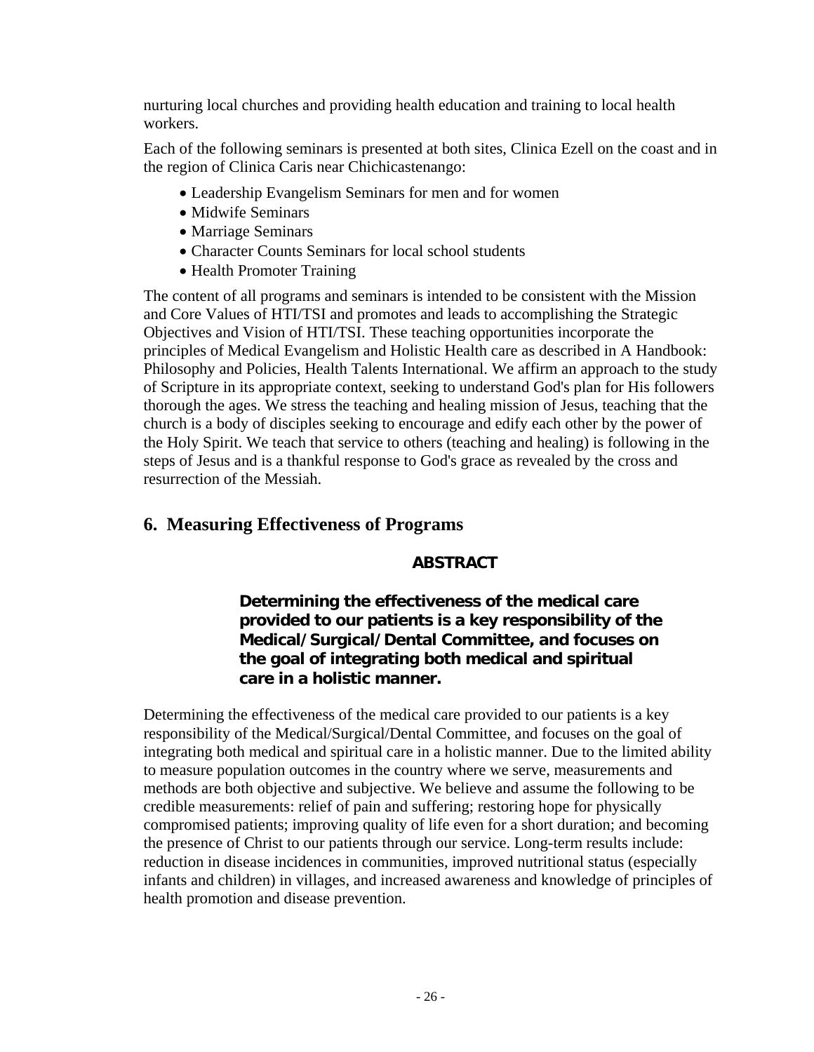nurturing local churches and providing health education and training to local health workers.

Each of the following seminars is presented at both sites, Clinica Ezell on the coast and in the region of Clinica Caris near Chichicastenango:

- Leadership Evangelism Seminars for men and for women
- Midwife Seminars
- Marriage Seminars
- Character Counts Seminars for local school students
- Health Promoter Training

The content of all programs and seminars is intended to be consistent with the Mission and Core Values of HTI/TSI and promotes and leads to accomplishing the Strategic Objectives and Vision of HTI/TSI. These teaching opportunities incorporate the principles of Medical Evangelism and Holistic Health care as described in A Handbook: Philosophy and Policies, Health Talents International. We affirm an approach to the study of Scripture in its appropriate context, seeking to understand God's plan for His followers thorough the ages. We stress the teaching and healing mission of Jesus, teaching that the church is a body of disciples seeking to encourage and edify each other by the power of the Holy Spirit. We teach that service to others (teaching and healing) is following in the steps of Jesus and is a thankful response to God's grace as revealed by the cross and resurrection of the Messiah.

## 6. Measuring Effectiveness of Programs

**ABSTRACT**

**Determining the effectiveness of the medical care provided to our patients is a key responsibility of the Medical/Surgical/Dental Committee, and focuses on the goal of integrating both medical and spiritual care in a holistic manner.**

Determining the effectiveness of the medical care provided to our patients is a key responsibility of the Medical/Surgical/Dental Committee, and focuses on the goal of integrating both medical and spiritual care in a holistic manner. Due to the limited ability to measure population outcomes in the country where we serve, measurements and methods are both objective and subjective. We believe and assume the following to be credible measurements: relief of pain and suffering; restoring hope for physically compromised patients; improving quality of life even for a short duration; and becoming the presence of Christ to our patients through our service. Long-term results include: reduction in disease incidences in communities, improved nutritional status (especially infants and children) in villages, and increased awareness and knowledge of principles of health promotion and disease prevention.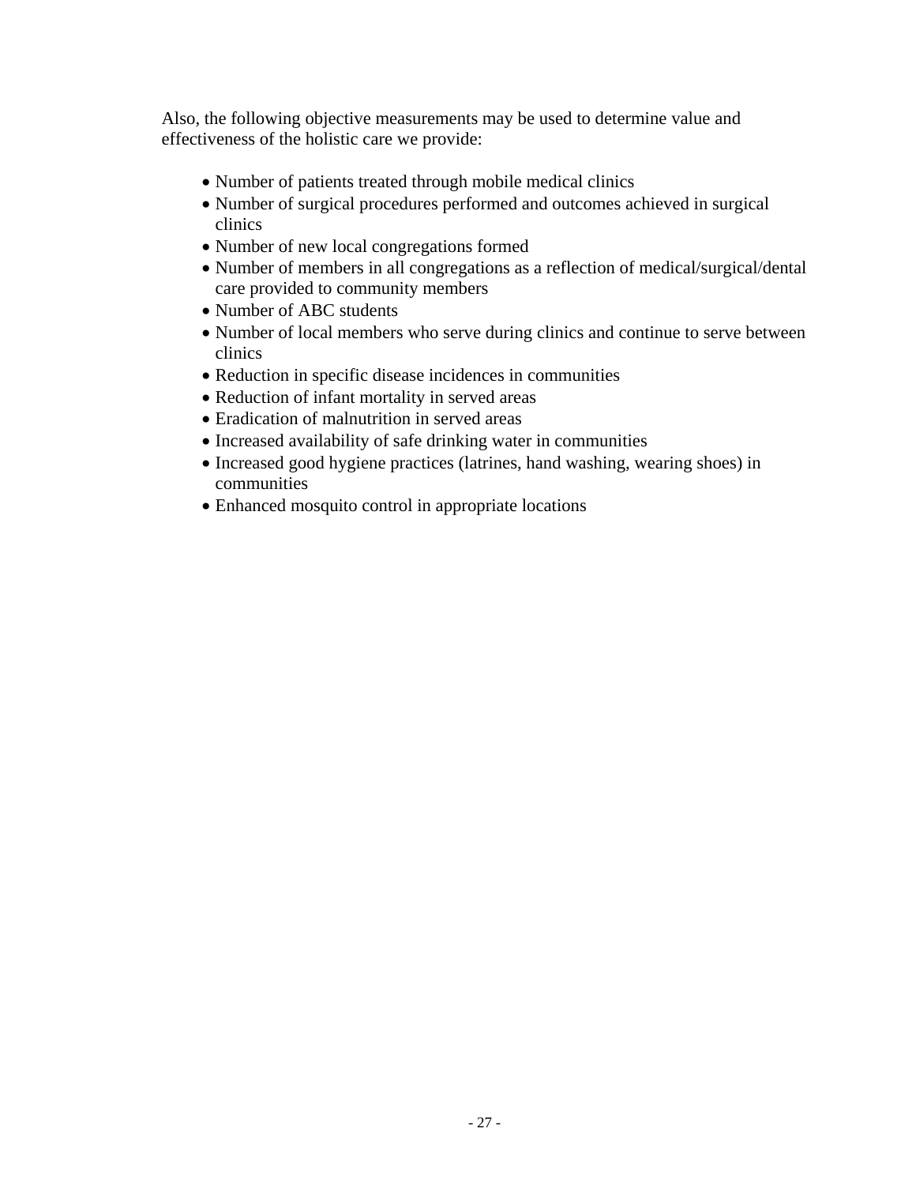Also, the following objective measurements may be used to determine value and effectiveness of the holistic care we provide:

- Number of patients treated through mobile medical clinics
- Number of surgical procedures performed and outcomes achieved in surgical clinics
- Number of new local congregations formed
- Number of members in all congregations as a reflection of medical/surgical/dental care provided to community members
- Number of ABC students
- Number of local members who serve during clinics and continue to serve between clinics
- Reduction in specific disease incidences in communities
- Reduction of infant mortality in served areas
- Eradication of malnutrition in served areas
- Increased availability of safe drinking water in communities
- Increased good hygiene practices (latrines, hand washing, wearing shoes) in communities
- Enhanced mosquito control in appropriate locations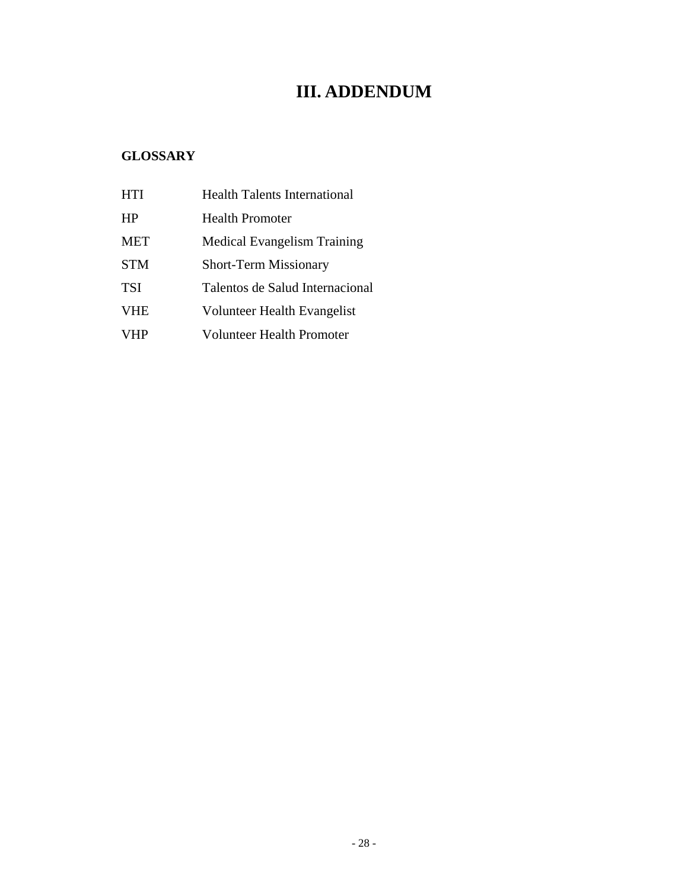# III. ADDENDUM

## GLOSSARY

| | |
|---|---|
| HTI | Health Talents International |
| HP | Health Promoter |
| MET | Medical Evangelism Training |
| STM | Short-Term Missionary |
| TSI | Talentos de Salud Internacional |
| VHE | Volunteer Health Evangelist |
| VHP | Volunteer Health Promoter |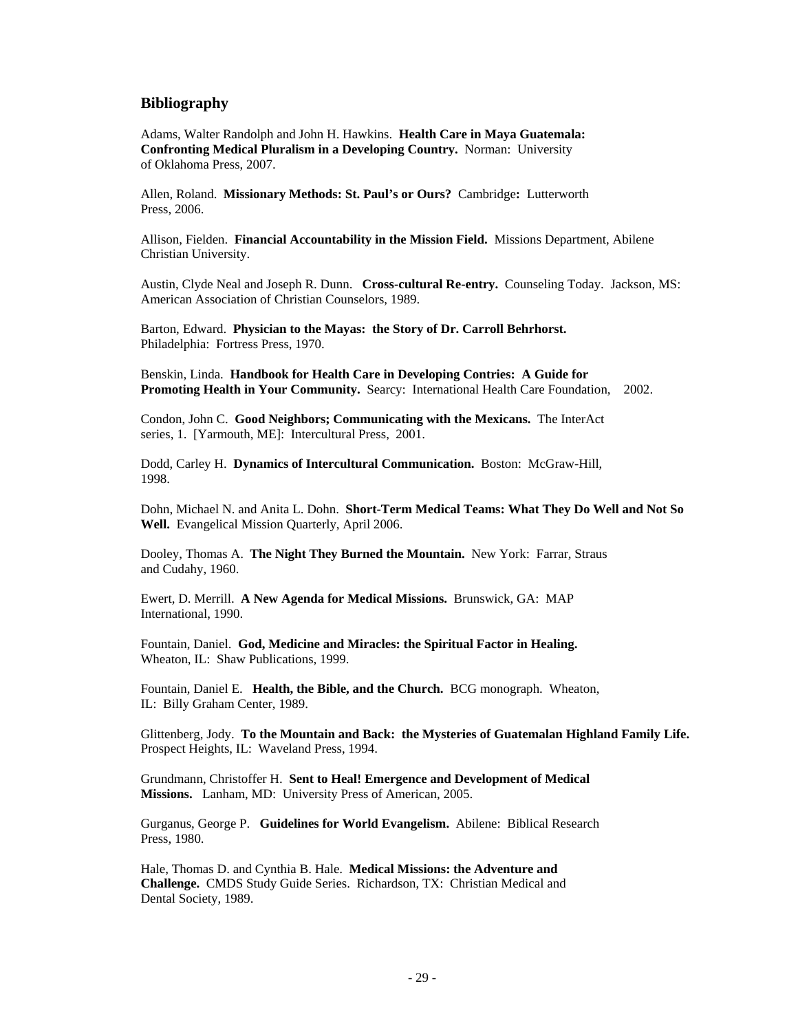## Bibliography

Adams, Walter Randolph and John H. Hawkins. **Health Care in Maya Guatemala: Confronting Medical Pluralism in a Developing Country.** Norman: University of Oklahoma Press, 2007.

Allen, Roland. **Missionary Methods: St. Paul's or Ours?** Cambridge**:** Lutterworth Press, 2006.

Allison, Fielden. **Financial Accountability in the Mission Field.** Missions Department, Abilene Christian University.

Austin, Clyde Neal and Joseph R. Dunn. **Cross-cultural Re-entry.** Counseling Today. Jackson, MS: American Association of Christian Counselors, 1989.

Barton, Edward. **Physician to the Mayas: the Story of Dr. Carroll Behrhorst.** Philadelphia: Fortress Press, 1970.

Benskin, Linda. **Handbook for Health Care in Developing Contries: A Guide for Promoting Health in Your Community.** Searcy: International Health Care Foundation, 2002.

Condon, John C. **Good Neighbors; Communicating with the Mexicans.** The InterAct series, 1. [Yarmouth, ME]: Intercultural Press, 2001.

Dodd, Carley H. **Dynamics of Intercultural Communication.** Boston: McGraw-Hill, 1998.

Dohn, Michael N. and Anita L. Dohn. **Short-Term Medical Teams: What They Do Well and Not So Well.** Evangelical Mission Quarterly, April 2006.

Dooley, Thomas A. **The Night They Burned the Mountain.** New York: Farrar, Straus and Cudahy, 1960.

Ewert, D. Merrill. **A New Agenda for Medical Missions.** Brunswick, GA: MAP International, 1990.

Fountain, Daniel. **God, Medicine and Miracles: the Spiritual Factor in Healing.** Wheaton, IL: Shaw Publications, 1999.

Fountain, Daniel E. **Health, the Bible, and the Church.** BCG monograph. Wheaton, IL: Billy Graham Center, 1989.

Glittenberg, Jody. **To the Mountain and Back: the Mysteries of Guatemalan Highland Family Life.** Prospect Heights, IL: Waveland Press, 1994.

Grundmann, Christoffer H. **Sent to Heal! Emergence and Development of Medical Missions.** Lanham, MD: University Press of American, 2005.

Gurganus, George P. **Guidelines for World Evangelism.** Abilene: Biblical Research Press, 1980.

Hale, Thomas D. and Cynthia B. Hale. **Medical Missions: the Adventure and Challenge.** CMDS Study Guide Series. Richardson, TX: Christian Medical and Dental Society, 1989.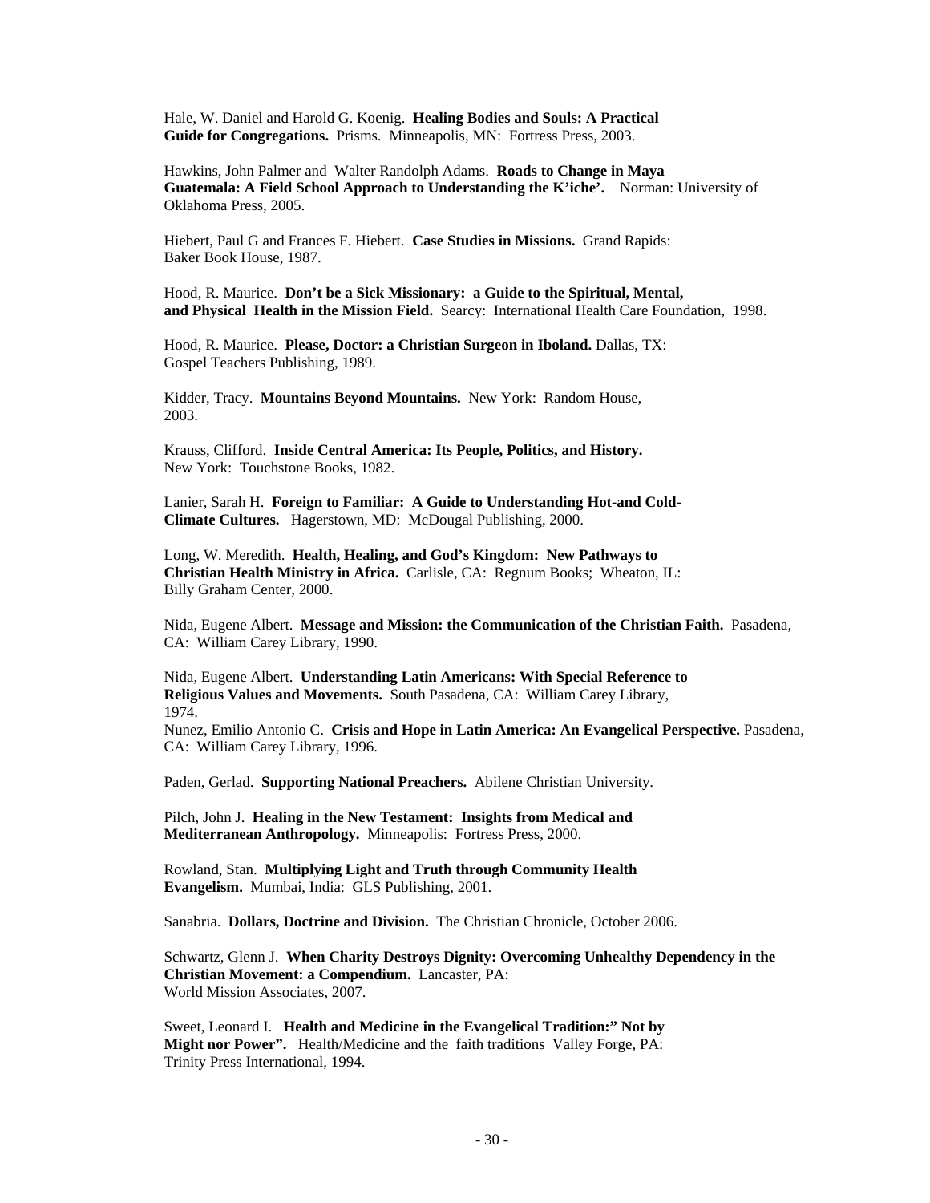Hale, W. Daniel and Harold G. Koenig. **Healing Bodies and Souls: A Practical Guide for Congregations.** Prisms. Minneapolis, MN: Fortress Press, 2003.

Hawkins, John Palmer and Walter Randolph Adams. **Roads to Change in Maya Guatemala: A Field School Approach to Understanding the K'iche'.** Norman: University of Oklahoma Press, 2005.

Hiebert, Paul G and Frances F. Hiebert. **Case Studies in Missions.** Grand Rapids: Baker Book House, 1987.

Hood, R. Maurice. **Don't be a Sick Missionary: a Guide to the Spiritual, Mental, and Physical Health in the Mission Field.** Searcy: International Health Care Foundation, 1998.

Hood, R. Maurice. **Please, Doctor: a Christian Surgeon in Iboland.** Dallas, TX: Gospel Teachers Publishing, 1989.

Kidder, Tracy. **Mountains Beyond Mountains.** New York: Random House, 2003.

Krauss, Clifford. **Inside Central America: Its People, Politics, and History.** New York: Touchstone Books, 1982.

Lanier, Sarah H. **Foreign to Familiar: A Guide to Understanding Hot-and Cold-Climate Cultures.** Hagerstown, MD: McDougal Publishing, 2000.

Long, W. Meredith. **Health, Healing, and God's Kingdom: New Pathways to Christian Health Ministry in Africa.** Carlisle, CA: Regnum Books; Wheaton, IL: Billy Graham Center, 2000.

Nida, Eugene Albert. **Message and Mission: the Communication of the Christian Faith.** Pasadena, CA: William Carey Library, 1990.

Nida, Eugene Albert. **Understanding Latin Americans: With Special Reference to Religious Values and Movements.** South Pasadena, CA: William Carey Library, 1974.
Nunez, Emilio Antonio C. **Crisis and Hope in Latin America: An Evangelical Perspective.** Pasadena, CA: William Carey Library, 1996.

Paden, Gerlad. **Supporting National Preachers.** Abilene Christian University.

Pilch, John J. **Healing in the New Testament: Insights from Medical and Mediterranean Anthropology.** Minneapolis: Fortress Press, 2000.

Rowland, Stan. **Multiplying Light and Truth through Community Health Evangelism.** Mumbai, India: GLS Publishing, 2001.

Sanabria. **Dollars, Doctrine and Division.** The Christian Chronicle, October 2006.

Schwartz, Glenn J. **When Charity Destroys Dignity: Overcoming Unhealthy Dependency in the Christian Movement: a Compendium.** Lancaster, PA: World Mission Associates, 2007.

Sweet, Leonard I. **Health and Medicine in the Evangelical Tradition:" Not by Might nor Power".** Health/Medicine and the faith traditions Valley Forge, PA: Trinity Press International, 1994.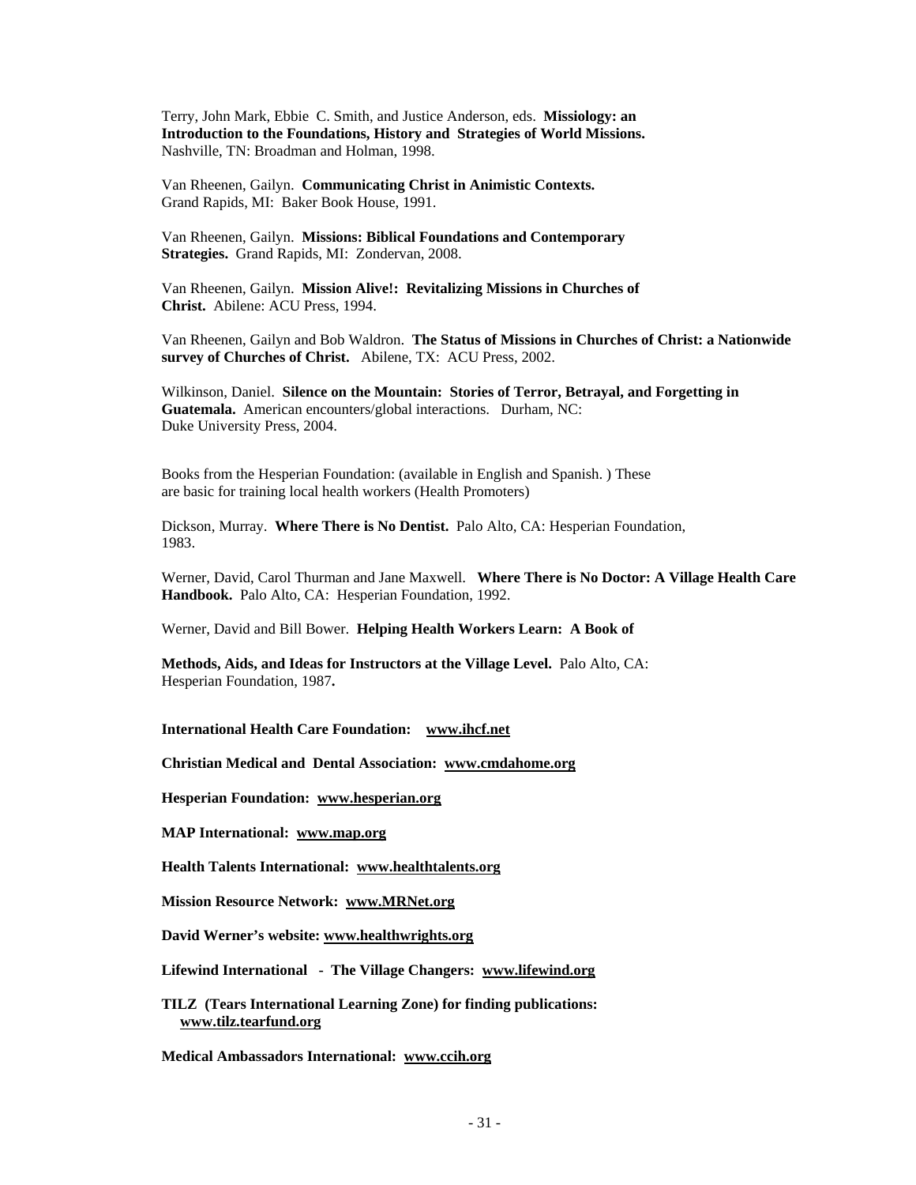Terry, John Mark, Ebbie C. Smith, and Justice Anderson, eds. **Missiology: an Introduction to the Foundations, History and Strategies of World Missions.** Nashville, TN: Broadman and Holman, 1998.

Van Rheenen, Gailyn. **Communicating Christ in Animistic Contexts.** Grand Rapids, MI: Baker Book House, 1991.

Van Rheenen, Gailyn. **Missions: Biblical Foundations and Contemporary Strategies.** Grand Rapids, MI: Zondervan, 2008.

Van Rheenen, Gailyn. **Mission Alive!: Revitalizing Missions in Churches of Christ.** Abilene: ACU Press, 1994.

Van Rheenen, Gailyn and Bob Waldron. **The Status of Missions in Churches of Christ: a Nationwide survey of Churches of Christ.** Abilene, TX: ACU Press, 2002.

Wilkinson, Daniel. **Silence on the Mountain: Stories of Terror, Betrayal, and Forgetting in Guatemala.** American encounters/global interactions. Durham, NC: Duke University Press, 2004.

Books from the Hesperian Foundation: (available in English and Spanish. ) These are basic for training local health workers (Health Promoters)

Dickson, Murray. **Where There is No Dentist.** Palo Alto, CA: Hesperian Foundation, 1983.

Werner, David, Carol Thurman and Jane Maxwell. **Where There is No Doctor: A Village Health Care Handbook.** Palo Alto, CA: Hesperian Foundation, 1992.

Werner, David and Bill Bower. **Helping Health Workers Learn: A Book of Methods, Aids, and Ideas for Instructors at the Village Level.** Palo Alto, CA: Hesperian Foundation, 1987.

**International Health Care Foundation: www.ihcf.net**

**Christian Medical and Dental Association: www.cmdahome.org**

**Hesperian Foundation: www.hesperian.org**

**MAP International: www.map.org**

**Health Talents International: www.healthtalents.org**

**Mission Resource Network: www.MRNet.org**

**David Werner's website: www.healthwrights.org**

**Lifewind International - The Village Changers: www.lifewind.org**

**TILZ (Tears International Learning Zone) for finding publications: www.tilz.tearfund.org**

**Medical Ambassadors International: www.ccih.org**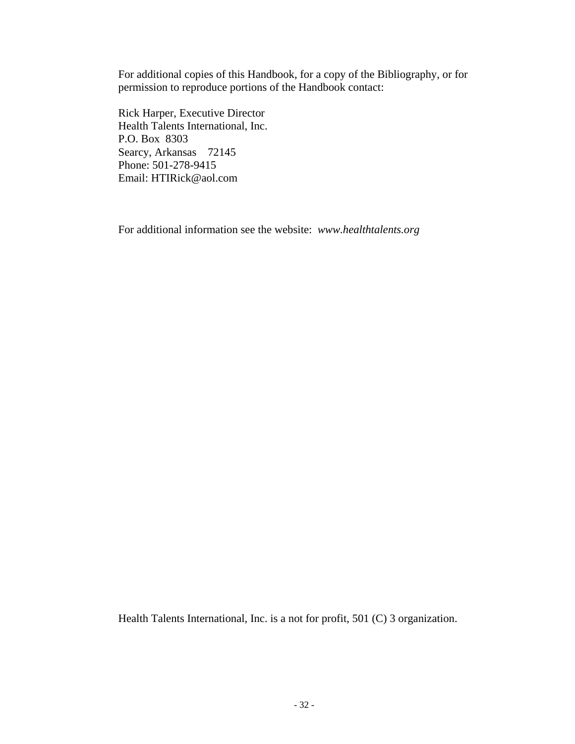For additional copies of this Handbook, for a copy of the Bibliography, or for permission to reproduce portions of the Handbook contact:

Rick Harper, Executive Director
Health Talents International, Inc.
P.O. Box 8303
Searcy, Arkansas 72145
Phone: 501-278-9415
Email: HTIRick@aol.com

For additional information see the website: *www.healthtalents.org*

Health Talents International, Inc. is a not for profit, 501 (C) 3 organization.